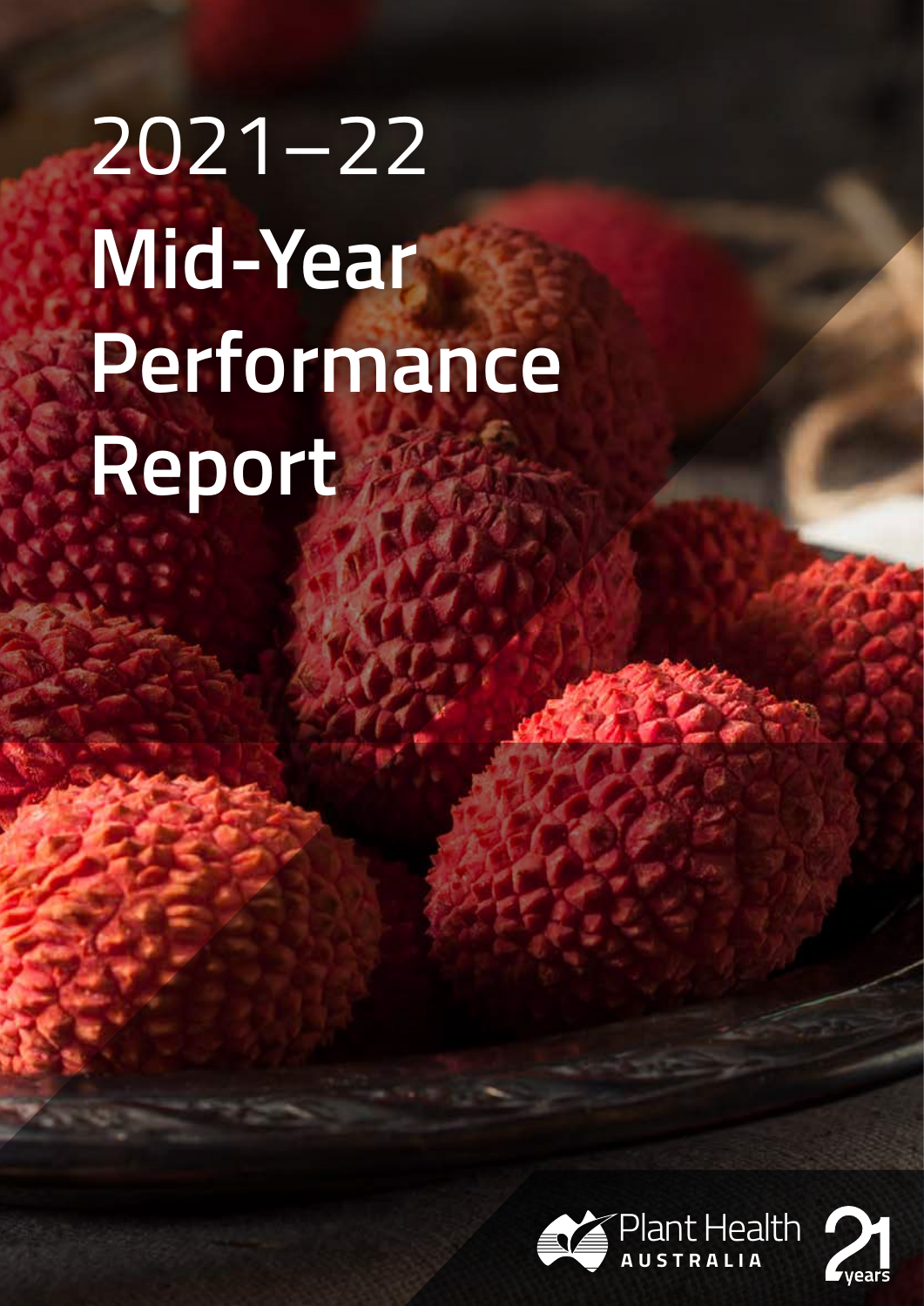# 2021–22 Mid-Year Performance Report

Plant Health AUSTRALIA

21 years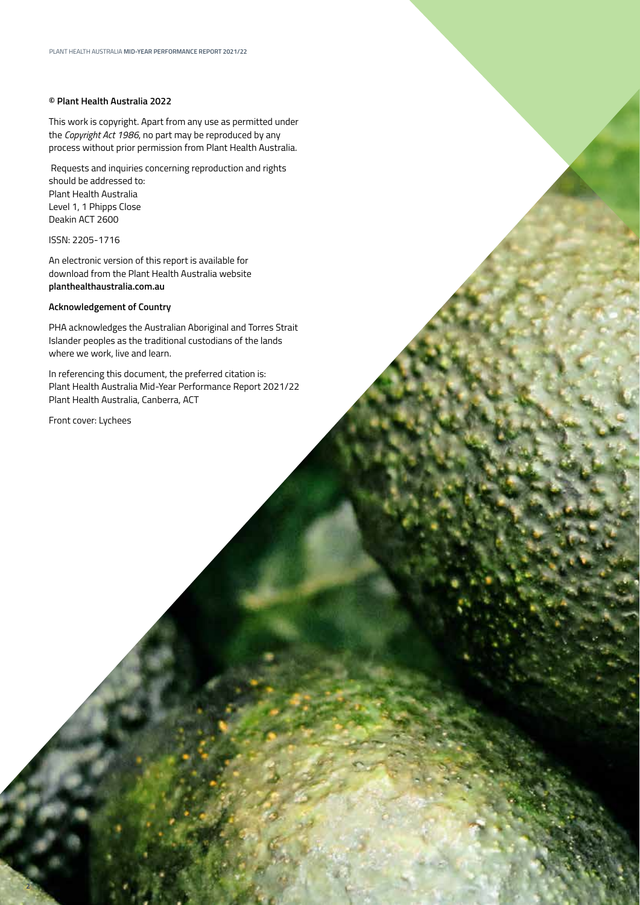**© Plant Health Australia 2022**

This work is copyright. Apart from any use as permitted under the *Copyright Act 1986*, no part may be reproduced by any process without prior permission from Plant Health Australia.

Requests and inquiries concerning reproduction and rights should be addressed to:
Plant Health Australia
Level 1, 1 Phipps Close
Deakin ACT 2600

ISSN: 2205-1716

An electronic version of this report is available for download from the Plant Health Australia website **planthealthaustralia.com.au**

**Acknowledgement of Country**

PHA acknowledges the Australian Aboriginal and Torres Strait Islander peoples as the traditional custodians of the lands where we work, live and learn.

In referencing this document, the preferred citation is:
Plant Health Australia Mid-Year Performance Report 2021/22
Plant Health Australia, Canberra, ACT

Front cover: Lychees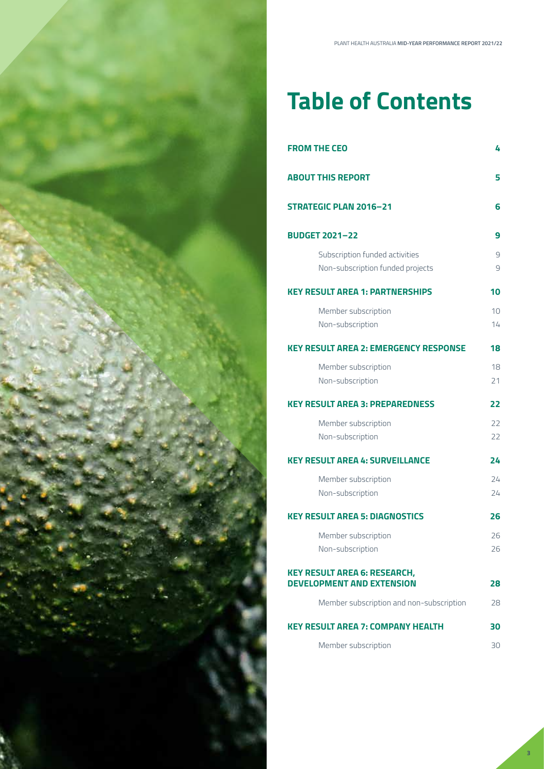# Table of Contents

| | |
|---|---|
| **FROM THE CEO** | **4** |
| **ABOUT THIS REPORT** | **5** |
| **STRATEGIC PLAN 2016–21** | **6** |
| **BUDGET 2021–22** | **9** |
| Subscription funded activities | 9 |
| Non-subscription funded projects | 9 |
| **KEY RESULT AREA 1: PARTNERSHIPS** | **10** |
| Member subscription | 10 |
| Non-subscription | 14 |
| **KEY RESULT AREA 2: EMERGENCY RESPONSE** | **18** |
| Member subscription | 18 |
| Non-subscription | 21 |
| **KEY RESULT AREA 3: PREPAREDNESS** | **22** |
| Member subscription | 22 |
| Non-subscription | 22 |
| **KEY RESULT AREA 4: SURVEILLANCE** | **24** |
| Member subscription | 24 |
| Non-subscription | 24 |
| **KEY RESULT AREA 5: DIAGNOSTICS** | **26** |
| Member subscription | 26 |
| Non-subscription | 26 |
| **KEY RESULT AREA 6: RESEARCH, DEVELOPMENT AND EXTENSION** | **28** |
| Member subscription and non-subscription | 28 |
| **KEY RESULT AREA 7: COMPANY HEALTH** | **30** |
| Member subscription | 30 |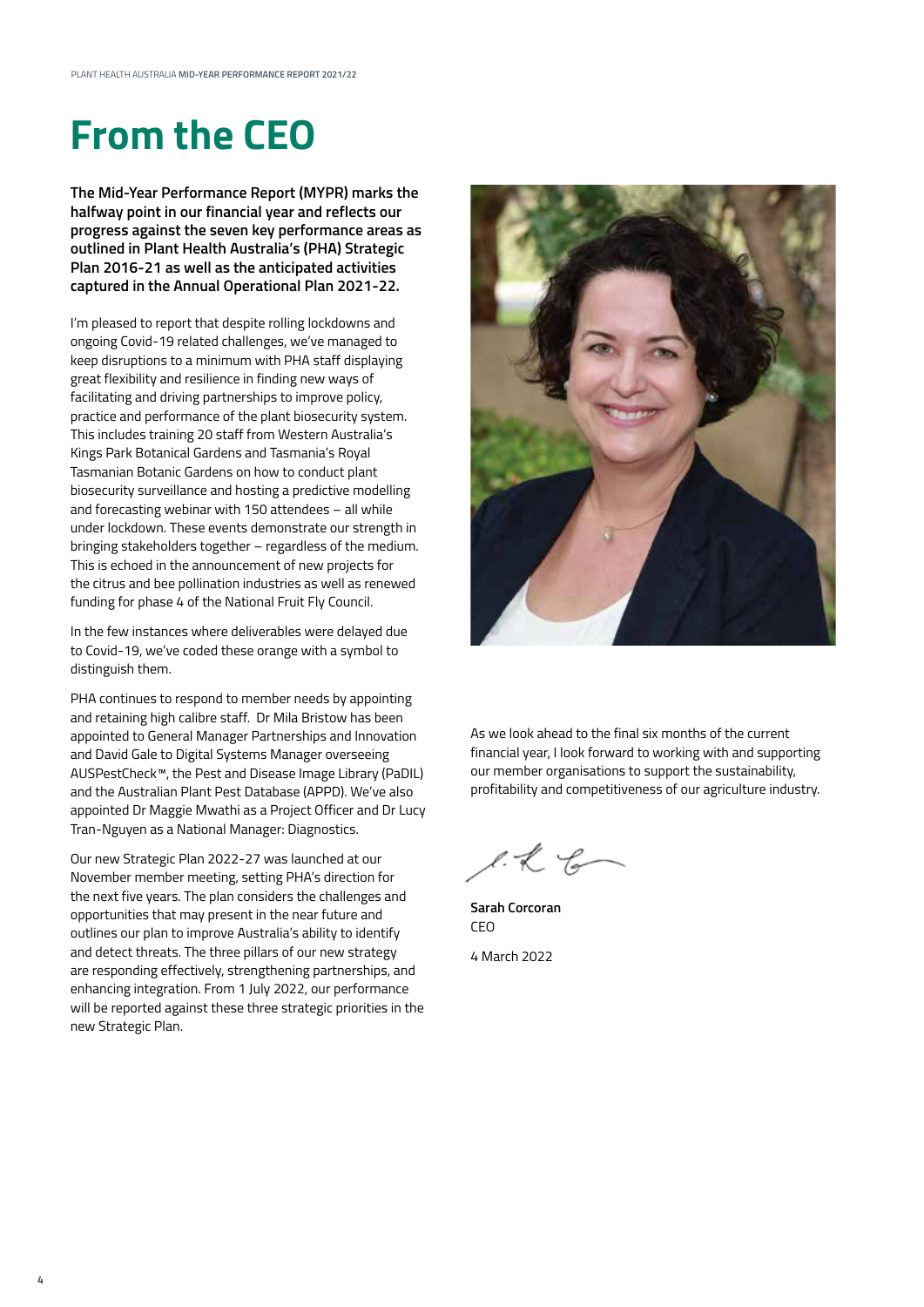# From the CEO

**The Mid-Year Performance Report (MYPR) marks the halfway point in our financial year and reflects our progress against the seven key performance areas as outlined in Plant Health Australia's (PHA) Strategic Plan 2016-21 as well as the anticipated activities captured in the Annual Operational Plan 2021-22.**

I'm pleased to report that despite rolling lockdowns and ongoing Covid-19 related challenges, we've managed to keep disruptions to a minimum with PHA staff displaying great flexibility and resilience in finding new ways of facilitating and driving partnerships to improve policy, practice and performance of the plant biosecurity system. This includes training 20 staff from Western Australia's Kings Park Botanical Gardens and Tasmania's Royal Tasmanian Botanic Gardens on how to conduct plant biosecurity surveillance and hosting a predictive modelling and forecasting webinar with 150 attendees – all while under lockdown. These events demonstrate our strength in bringing stakeholders together – regardless of the medium. This is echoed in the announcement of new projects for the citrus and bee pollination industries as well as renewed funding for phase 4 of the National Fruit Fly Council.

In the few instances where deliverables were delayed due to Covid-19, we've coded these orange with a symbol to distinguish them.

PHA continues to respond to member needs by appointing and retaining high calibre staff. Dr Mila Bristow has been appointed to General Manager Partnerships and Innovation and David Gale to Digital Systems Manager overseeing AUSPestCheck™, the Pest and Disease Image Library (PaDIL) and the Australian Plant Pest Database (APPD). We've also appointed Dr Maggie Mwathi as a Project Officer and Dr Lucy Tran-Nguyen as a National Manager: Diagnostics.

Our new Strategic Plan 2022-27 was launched at our November member meeting, setting PHA's direction for the next five years. The plan considers the challenges and opportunities that may present in the near future and outlines our plan to improve Australia's ability to identify and detect threats. The three pillars of our new strategy are responding effectively, strengthening partnerships, and enhancing integration. From 1 July 2022, our performance will be reported against these three strategic priorities in the new Strategic Plan.

As we look ahead to the final six months of the current financial year, I look forward to working with and supporting our member organisations to support the sustainability, profitability and competitiveness of our agriculture industry.

**Sarah Corcoran**
CEO

4 March 2022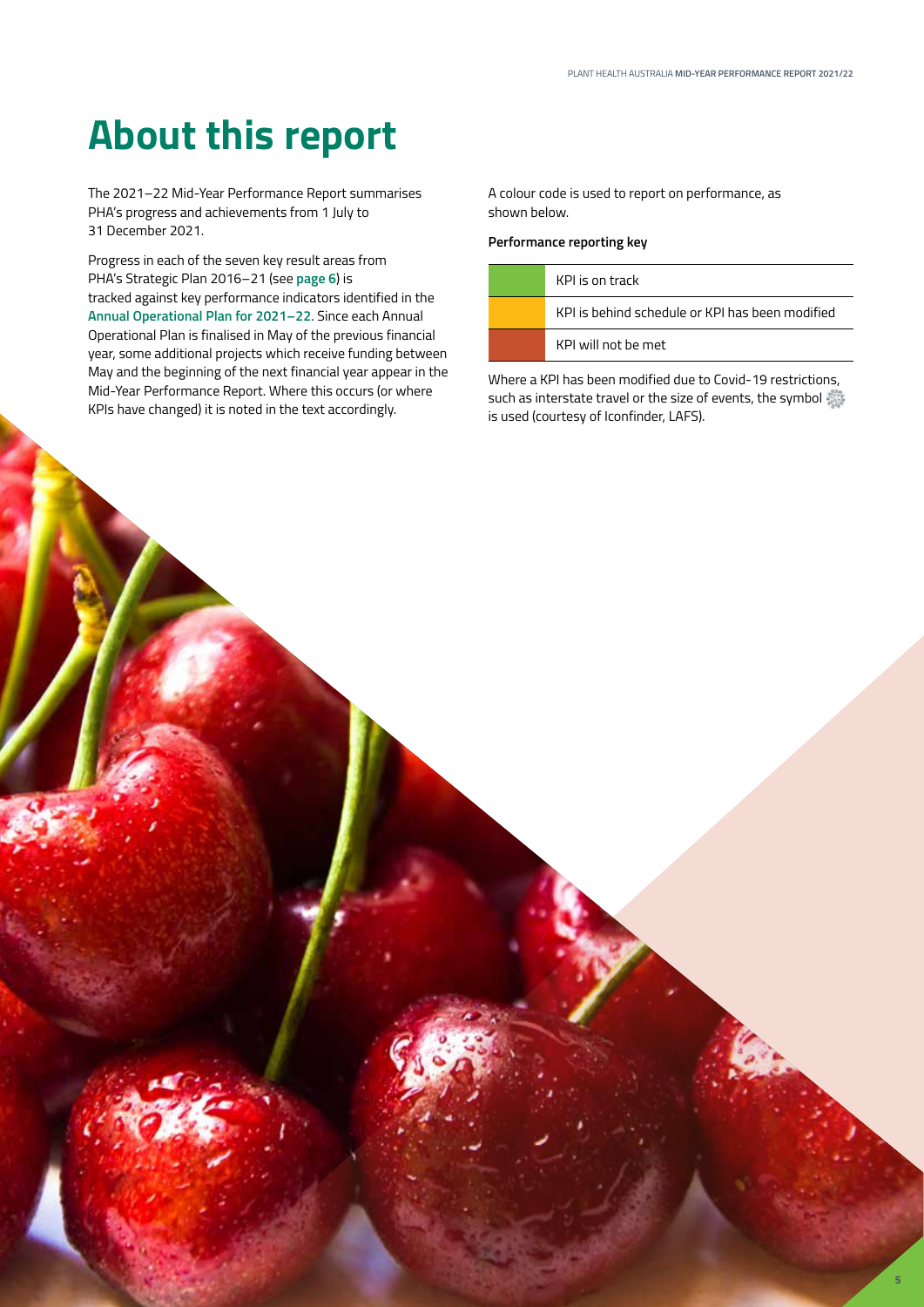# About this report

The 2021–22 Mid-Year Performance Report summarises PHA's progress and achievements from 1 July to 31 December 2021.

Progress in each of the seven key result areas from PHA's Strategic Plan 2016–21 (see **page 6**) is tracked against key performance indicators identified in the **Annual Operational Plan for 2021–22**. Since each Annual Operational Plan is finalised in May of the previous financial year, some additional projects which receive funding between May and the beginning of the next financial year appear in the Mid-Year Performance Report. Where this occurs (or where KPIs have changed) it is noted in the text accordingly.

A colour code is used to report on performance, as shown below.

**Performance reporting key**

| Colour | Meaning |
|---|---|
| Green | KPI is on track |
| Yellow | KPI is behind schedule or KPI has been modified |
| Red | KPI will not be met |

Where a KPI has been modified due to Covid-19 restrictions, such as interstate travel or the size of events, the symbol is used (courtesy of Iconfinder, LAFS).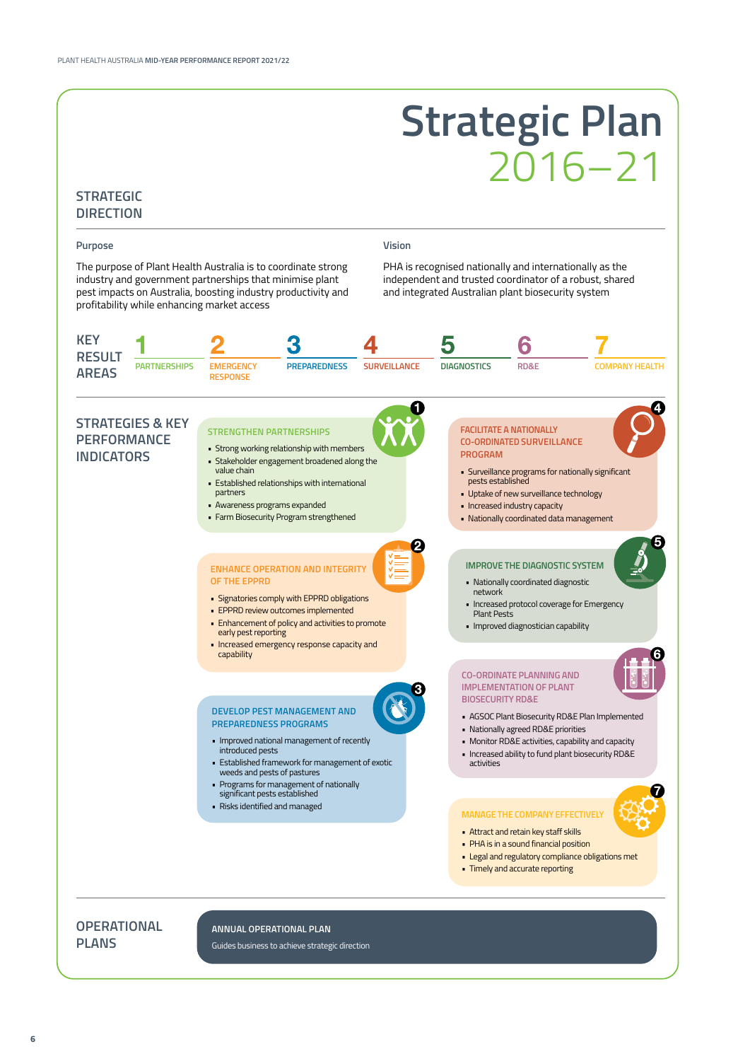# Strategic Plan 2016–21

## STRATEGIC DIRECTION

### Purpose

The purpose of Plant Health Australia is to coordinate strong industry and government partnerships that minimise plant pest impacts on Australia, boosting industry productivity and profitability while enhancing market access

### Vision

PHA is recognised nationally and internationally as the independent and trusted coordinator of a robust, shared and integrated Australian plant biosecurity system

## KEY RESULT AREAS

1. PARTNERSHIPS
2. EMERGENCY RESPONSE
3. PREPAREDNESS
4. SURVEILLANCE
5. DIAGNOSTICS
6. RD&E
7. COMPANY HEALTH

## STRATEGIES & KEY PERFORMANCE INDICATORS

### 1 STRENGTHEN PARTNERSHIPS

- Strong working relationship with members
- Stakeholder engagement broadened along the value chain
- Established relationships with international partners
- Awareness programs expanded
- Farm Biosecurity Program strengthened

### 2 ENHANCE OPERATION AND INTEGRITY OF THE EPPRD

- Signatories comply with EPPRD obligations
- EPPRD review outcomes implemented
- Enhancement of policy and activities to promote early pest reporting
- Increased emergency response capacity and capability

### 3 DEVELOP PEST MANAGEMENT AND PREPAREDNESS PROGRAMS

- Improved national management of recently introduced pests
- Established framework for management of exotic weeds and pests of pastures
- Programs for management of nationally significant pests established
- Risks identified and managed

### 4 FACILITATE A NATIONALLY CO-ORDINATED SURVEILLANCE PROGRAM

- Surveillance programs for nationally significant pests established
- Uptake of new surveillance technology
- Increased industry capacity
- Nationally coordinated data management

### 5 IMPROVE THE DIAGNOSTIC SYSTEM

- Nationally coordinated diagnostic network
- Increased protocol coverage for Emergency Plant Pests
- Improved diagnostician capability

### 6 CO-ORDINATE PLANNING AND IMPLEMENTATION OF PLANT BIOSECURITY RD&E

- AGSOC Plant Biosecurity RD&E Plan Implemented
- Nationally agreed RD&E priorities
- Monitor RD&E activities, capability and capacity
- Increased ability to fund plant biosecurity RD&E activities

### 7 MANAGE THE COMPANY EFFECTIVELY

- Attract and retain key staff skills
- PHA is in a sound financial position
- Legal and regulatory compliance obligations met
- Timely and accurate reporting

## OPERATIONAL PLANS

**ANNUAL OPERATIONAL PLAN**

Guides business to achieve strategic direction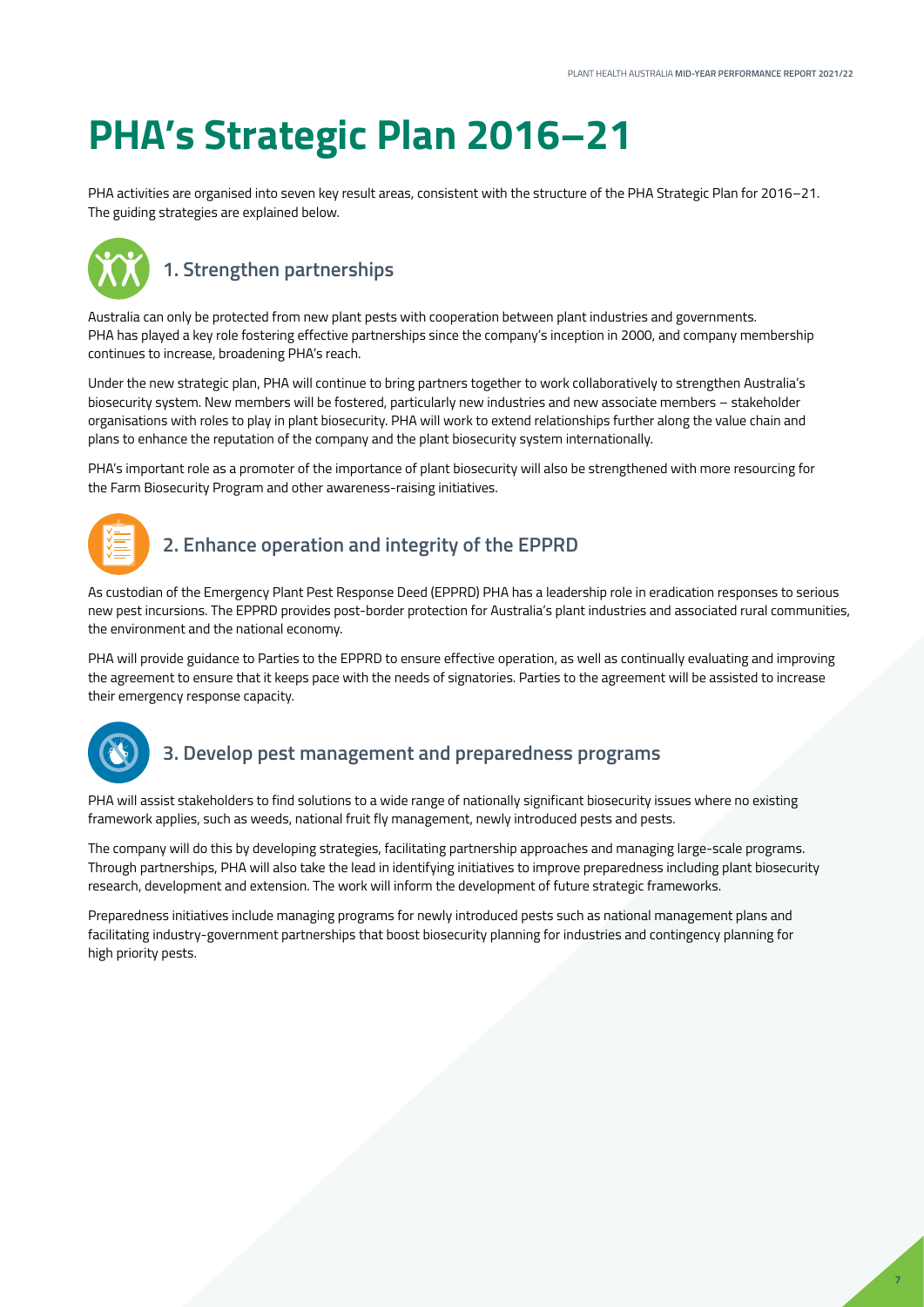# PHA's Strategic Plan 2016–21

PHA activities are organised into seven key result areas, consistent with the structure of the PHA Strategic Plan for 2016–21. The guiding strategies are explained below.

## 1. Strengthen partnerships

Australia can only be protected from new plant pests with cooperation between plant industries and governments. PHA has played a key role fostering effective partnerships since the company's inception in 2000, and company membership continues to increase, broadening PHA's reach.

Under the new strategic plan, PHA will continue to bring partners together to work collaboratively to strengthen Australia's biosecurity system. New members will be fostered, particularly new industries and new associate members – stakeholder organisations with roles to play in plant biosecurity. PHA will work to extend relationships further along the value chain and plans to enhance the reputation of the company and the plant biosecurity system internationally.

PHA's important role as a promoter of the importance of plant biosecurity will also be strengthened with more resourcing for the Farm Biosecurity Program and other awareness-raising initiatives.

## 2. Enhance operation and integrity of the EPPRD

As custodian of the Emergency Plant Pest Response Deed (EPPRD) PHA has a leadership role in eradication responses to serious new pest incursions. The EPPRD provides post-border protection for Australia's plant industries and associated rural communities, the environment and the national economy.

PHA will provide guidance to Parties to the EPPRD to ensure effective operation, as well as continually evaluating and improving the agreement to ensure that it keeps pace with the needs of signatories. Parties to the agreement will be assisted to increase their emergency response capacity.

## 3. Develop pest management and preparedness programs

PHA will assist stakeholders to find solutions to a wide range of nationally significant biosecurity issues where no existing framework applies, such as weeds, national fruit fly management, newly introduced pests and pests.

The company will do this by developing strategies, facilitating partnership approaches and managing large-scale programs. Through partnerships, PHA will also take the lead in identifying initiatives to improve preparedness including plant biosecurity research, development and extension. The work will inform the development of future strategic frameworks.

Preparedness initiatives include managing programs for newly introduced pests such as national management plans and facilitating industry-government partnerships that boost biosecurity planning for industries and contingency planning for high priority pests.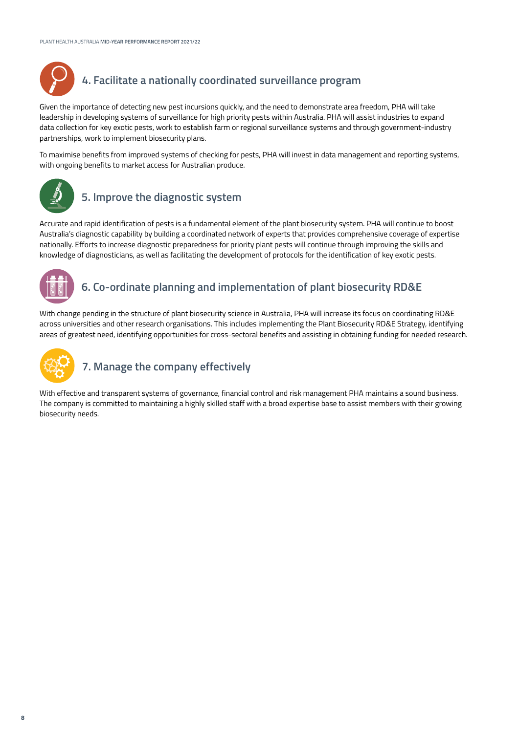## 4. Facilitate a nationally coordinated surveillance program

Given the importance of detecting new pest incursions quickly, and the need to demonstrate area freedom, PHA will take leadership in developing systems of surveillance for high priority pests within Australia. PHA will assist industries to expand data collection for key exotic pests, work to establish farm or regional surveillance systems and through government-industry partnerships, work to implement biosecurity plans.

To maximise benefits from improved systems of checking for pests, PHA will invest in data management and reporting systems, with ongoing benefits to market access for Australian produce.

## 5. Improve the diagnostic system

Accurate and rapid identification of pests is a fundamental element of the plant biosecurity system. PHA will continue to boost Australia's diagnostic capability by building a coordinated network of experts that provides comprehensive coverage of expertise nationally. Efforts to increase diagnostic preparedness for priority plant pests will continue through improving the skills and knowledge of diagnosticians, as well as facilitating the development of protocols for the identification of key exotic pests.

## 6. Co-ordinate planning and implementation of plant biosecurity RD&E

With change pending in the structure of plant biosecurity science in Australia, PHA will increase its focus on coordinating RD&E across universities and other research organisations. This includes implementing the Plant Biosecurity RD&E Strategy, identifying areas of greatest need, identifying opportunities for cross-sectoral benefits and assisting in obtaining funding for needed research.

## 7. Manage the company effectively

With effective and transparent systems of governance, financial control and risk management PHA maintains a sound business. The company is committed to maintaining a highly skilled staff with a broad expertise base to assist members with their growing biosecurity needs.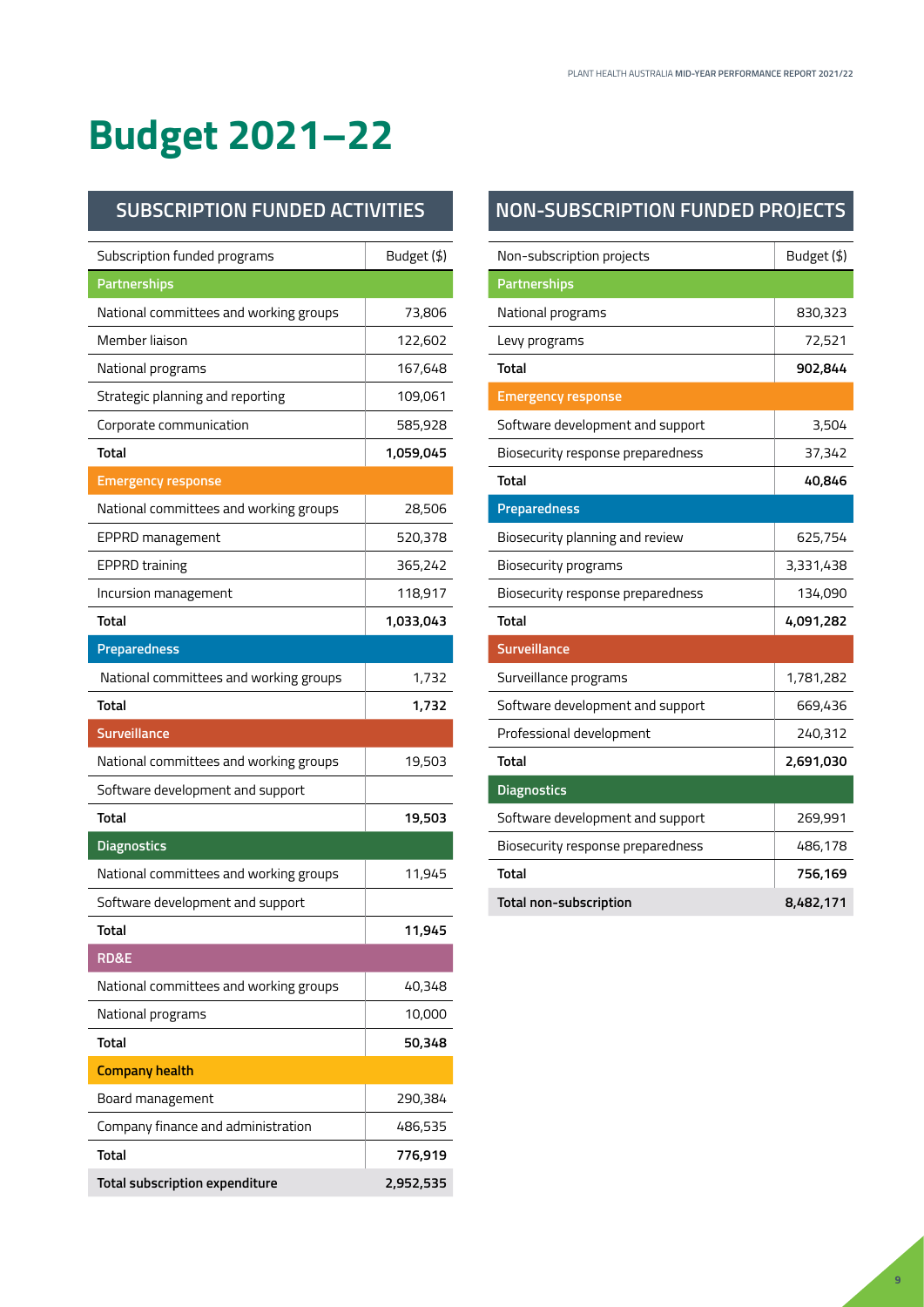# Budget 2021–22

## SUBSCRIPTION FUNDED ACTIVITIES

| Subscription funded programs | Budget ($) |
|---|---|
| **Partnerships** | |
| National committees and working groups | 73,806 |
| Member liaison | 122,602 |
| National programs | 167,648 |
| Strategic planning and reporting | 109,061 |
| Corporate communication | 585,928 |
| **Total** | **1,059,045** |
| **Emergency response** | |
| National committees and working groups | 28,506 |
| EPPRD management | 520,378 |
| EPPRD training | 365,242 |
| Incursion management | 118,917 |
| **Total** | **1,033,043** |
| **Preparedness** | |
| National committees and working groups | 1,732 |
| **Total** | **1,732** |
| **Surveillance** | |
| National committees and working groups | 19,503 |
| Software development and support | |
| **Total** | **19,503** |
| **Diagnostics** | |
| National committees and working groups | 11,945 |
| Software development and support | |
| **Total** | **11,945** |
| **RD&E** | |
| National committees and working groups | 40,348 |
| National programs | 10,000 |
| **Total** | **50,348** |
| **Company health** | |
| Board management | 290,384 |
| Company finance and administration | 486,535 |
| **Total** | **776,919** |
| **Total subscription expenditure** | **2,952,535** |

## NON-SUBSCRIPTION FUNDED PROJECTS

| Non-subscription projects | Budget ($) |
|---|---|
| **Partnerships** | |
| National programs | 830,323 |
| Levy programs | 72,521 |
| **Total** | **902,844** |
| **Emergency response** | |
| Software development and support | 3,504 |
| Biosecurity response preparedness | 37,342 |
| **Total** | **40,846** |
| **Preparedness** | |
| Biosecurity planning and review | 625,754 |
| Biosecurity programs | 3,331,438 |
| Biosecurity response preparedness | 134,090 |
| **Total** | **4,091,282** |
| **Surveillance** | |
| Surveillance programs | 1,781,282 |
| Software development and support | 669,436 |
| Professional development | 240,312 |
| **Total** | **2,691,030** |
| **Diagnostics** | |
| Software development and support | 269,991 |
| Biosecurity response preparedness | 486,178 |
| **Total** | **756,169** |
| **Total non-subscription** | **8,482,171** |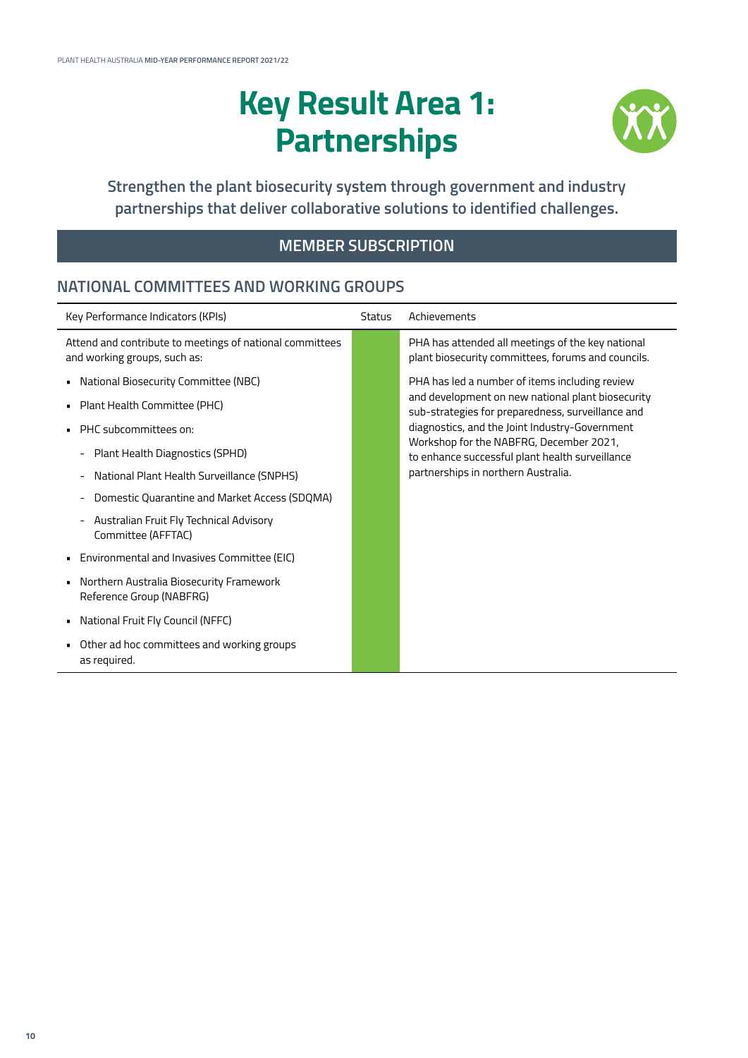# Key Result Area 1: Partnerships

**Strengthen the plant biosecurity system through government and industry partnerships that deliver collaborative solutions to identified challenges.**

## MEMBER SUBSCRIPTION

### NATIONAL COMMITTEES AND WORKING GROUPS

| Key Performance Indicators (KPIs) | Status | Achievements |
|---|---|---|
| Attend and contribute to meetings of national committees and working groups, such as:<br>▪ National Biosecurity Committee (NBC)<br>▪ Plant Health Committee (PHC)<br>▪ PHC subcommittees on:<br>- Plant Health Diagnostics (SPHD)<br>- National Plant Health Surveillance (SNPHS)<br>- Domestic Quarantine and Market Access (SDQMA)<br>- Australian Fruit Fly Technical Advisory Committee (AFFTAC)<br>▪ Environmental and Invasives Committee (EIC)<br>▪ Northern Australia Biosecurity Framework Reference Group (NABFRG)<br>▪ National Fruit Fly Council (NFFC)<br>▪ Other ad hoc committees and working groups as required. | Green | PHA has attended all meetings of the key national plant biosecurity committees, forums and councils.<br><br>PHA has led a number of items including review and development on new national plant biosecurity sub-strategies for preparedness, surveillance and diagnostics, and the Joint Industry-Government Workshop for the NABFRG, December 2021, to enhance successful plant health surveillance partnerships in northern Australia. |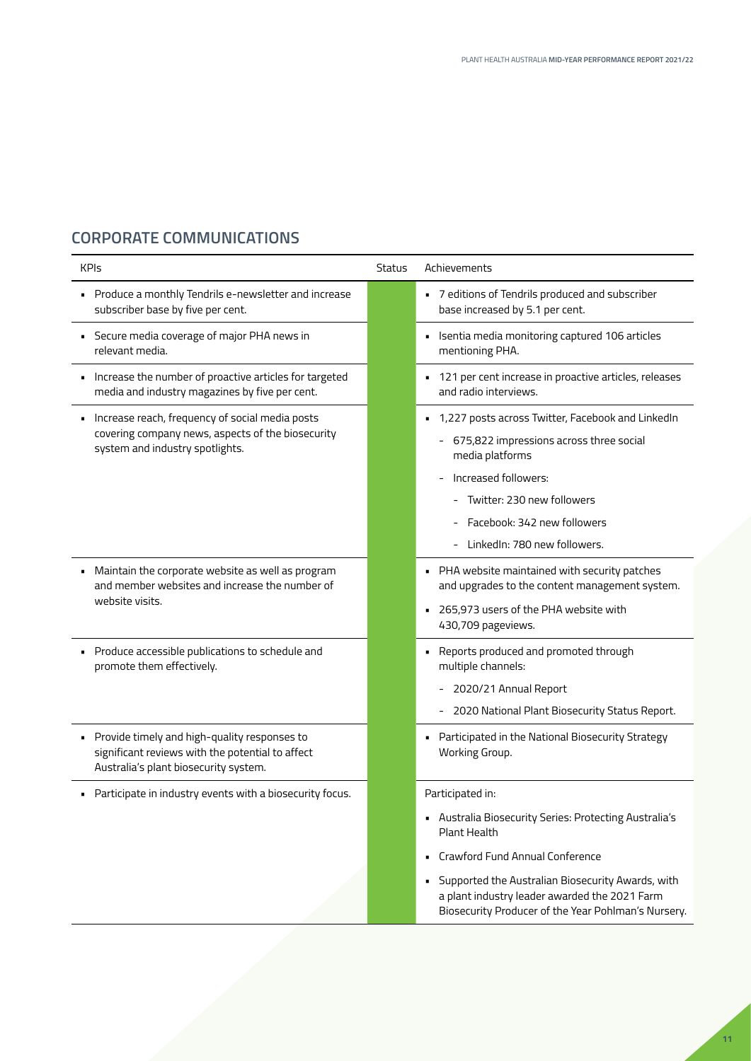## CORPORATE COMMUNICATIONS

| KPIs | Status | Achievements |
|---|---|---|
| • Produce a monthly Tendrils e-newsletter and increase subscriber base by five per cent. | | • 7 editions of Tendrils produced and subscriber base increased by 5.1 per cent. |
| • Secure media coverage of major PHA news in relevant media. | | • Isentia media monitoring captured 106 articles mentioning PHA. |
| • Increase the number of proactive articles for targeted media and industry magazines by five per cent. | | • 121 per cent increase in proactive articles, releases and radio interviews. |
| • Increase reach, frequency of social media posts covering company news, aspects of the biosecurity system and industry spotlights. | | • 1,227 posts across Twitter, Facebook and LinkedIn<br>- 675,822 impressions across three social media platforms<br>- Increased followers:<br>- Twitter: 230 new followers<br>- Facebook: 342 new followers<br>- LinkedIn: 780 new followers. |
| • Maintain the corporate website as well as program and member websites and increase the number of website visits. | | • PHA website maintained with security patches and upgrades to the content management system.<br>• 265,973 users of the PHA website with 430,709 pageviews. |
| • Produce accessible publications to schedule and promote them effectively. | | • Reports produced and promoted through multiple channels:<br>- 2020/21 Annual Report<br>- 2020 National Plant Biosecurity Status Report. |
| • Provide timely and high-quality responses to significant reviews with the potential to affect Australia's plant biosecurity system. | | • Participated in the National Biosecurity Strategy Working Group. |
| • Participate in industry events with a biosecurity focus. | | Participated in:<br>• Australia Biosecurity Series: Protecting Australia's Plant Health<br>• Crawford Fund Annual Conference<br>• Supported the Australian Biosecurity Awards, with a plant industry leader awarded the 2021 Farm Biosecurity Producer of the Year Pohlman's Nursery. |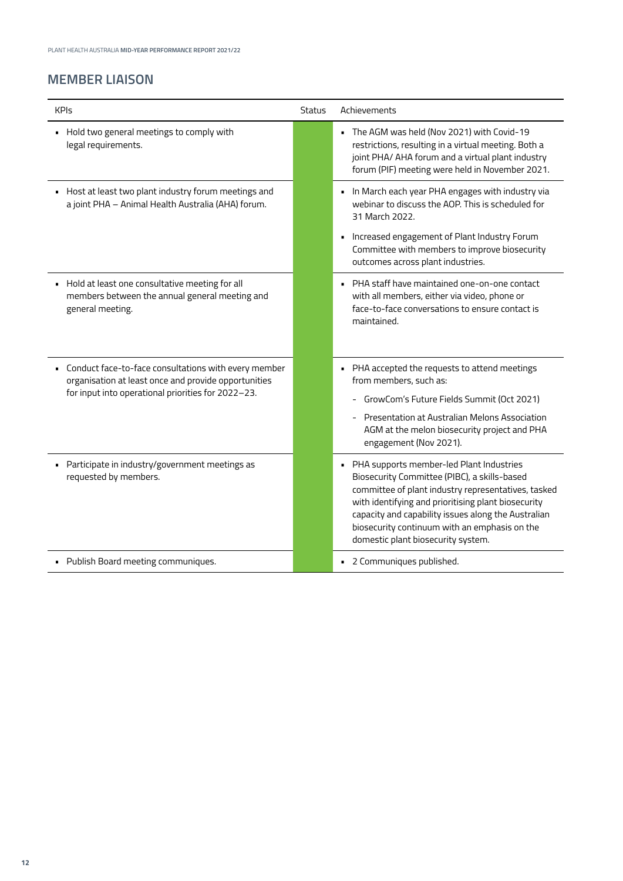## MEMBER LIAISON

| KPIs | Status | Achievements |
|---|---|---|
| • Hold two general meetings to comply with legal requirements. | | • The AGM was held (Nov 2021) with Covid-19 restrictions, resulting in a virtual meeting. Both a joint PHA/ AHA forum and a virtual plant industry forum (PIF) meeting were held in November 2021. |
| • Host at least two plant industry forum meetings and a joint PHA – Animal Health Australia (AHA) forum. | | • In March each year PHA engages with industry via webinar to discuss the AOP. This is scheduled for 31 March 2022.<br>• Increased engagement of Plant Industry Forum Committee with members to improve biosecurity outcomes across plant industries. |
| • Hold at least one consultative meeting for all members between the annual general meeting and general meeting. | | • PHA staff have maintained one-on-one contact with all members, either via video, phone or face-to-face conversations to ensure contact is maintained. |
| • Conduct face-to-face consultations with every member organisation at least once and provide opportunities for input into operational priorities for 2022–23. | | • PHA accepted the requests to attend meetings from members, such as:<br>- GrowCom's Future Fields Summit (Oct 2021)<br>- Presentation at Australian Melons Association AGM at the melon biosecurity project and PHA engagement (Nov 2021). |
| • Participate in industry/government meetings as requested by members. | | • PHA supports member-led Plant Industries Biosecurity Committee (PIBC), a skills-based committee of plant industry representatives, tasked with identifying and prioritising plant biosecurity capacity and capability issues along the Australian biosecurity continuum with an emphasis on the domestic plant biosecurity system. |
| • Publish Board meeting communiques. | | • 2 Communiques published. |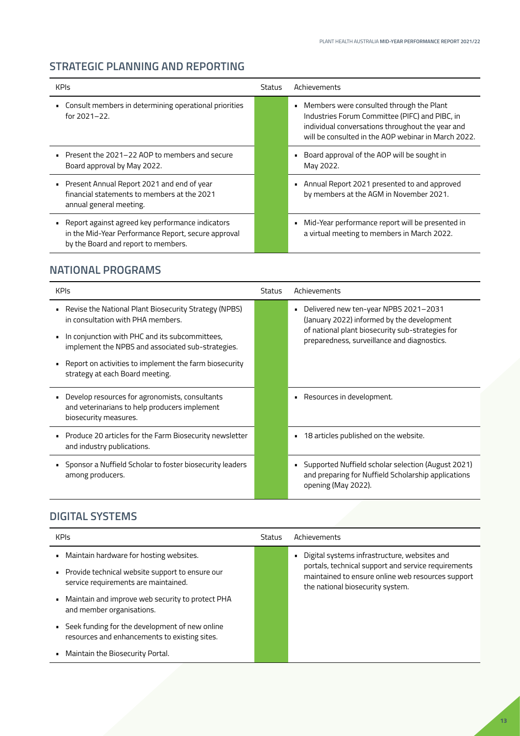## STRATEGIC PLANNING AND REPORTING

| KPIs | Status | Achievements |
|---|---|---|
| Consult members in determining operational priorities for 2021–22. | | Members were consulted through the Plant Industries Forum Committee (PIFC) and PIBC, in individual conversations throughout the year and will be consulted in the AOP webinar in March 2022. |
| Present the 2021–22 AOP to members and secure Board approval by May 2022. | | Board approval of the AOP will be sought in May 2022. |
| Present Annual Report 2021 and end of year financial statements to members at the 2021 annual general meeting. | | Annual Report 2021 presented to and approved by members at the AGM in November 2021. |
| Report against agreed key performance indicators in the Mid-Year Performance Report, secure approval by the Board and report to members. | | Mid-Year performance report will be presented in a virtual meeting to members in March 2022. |

## NATIONAL PROGRAMS

| KPIs | Status | Achievements |
|---|---|---|
| • Revise the National Plant Biosecurity Strategy (NPBS) in consultation with PHA members.<br>• In conjunction with PHC and its subcommittees, implement the NPBS and associated sub-strategies.<br>• Report on activities to implement the farm biosecurity strategy at each Board meeting. | | Delivered new ten-year NPBS 2021–2031 (January 2022) informed by the development of national plant biosecurity sub-strategies for preparedness, surveillance and diagnostics. |
| Develop resources for agronomists, consultants and veterinarians to help producers implement biosecurity measures. | | Resources in development. |
| Produce 20 articles for the Farm Biosecurity newsletter and industry publications. | | 18 articles published on the website. |
| Sponsor a Nuffield Scholar to foster biosecurity leaders among producers. | | Supported Nuffield scholar selection (August 2021) and preparing for Nuffield Scholarship applications opening (May 2022). |

## DIGITAL SYSTEMS

| KPIs | Status | Achievements |
|---|---|---|
| • Maintain hardware for hosting websites.<br>• Provide technical website support to ensure our service requirements are maintained.<br>• Maintain and improve web security to protect PHA and member organisations.<br>• Seek funding for the development of new online resources and enhancements to existing sites.<br>• Maintain the Biosecurity Portal. | | Digital systems infrastructure, websites and portals, technical support and service requirements maintained to ensure online web resources support the national biosecurity system. |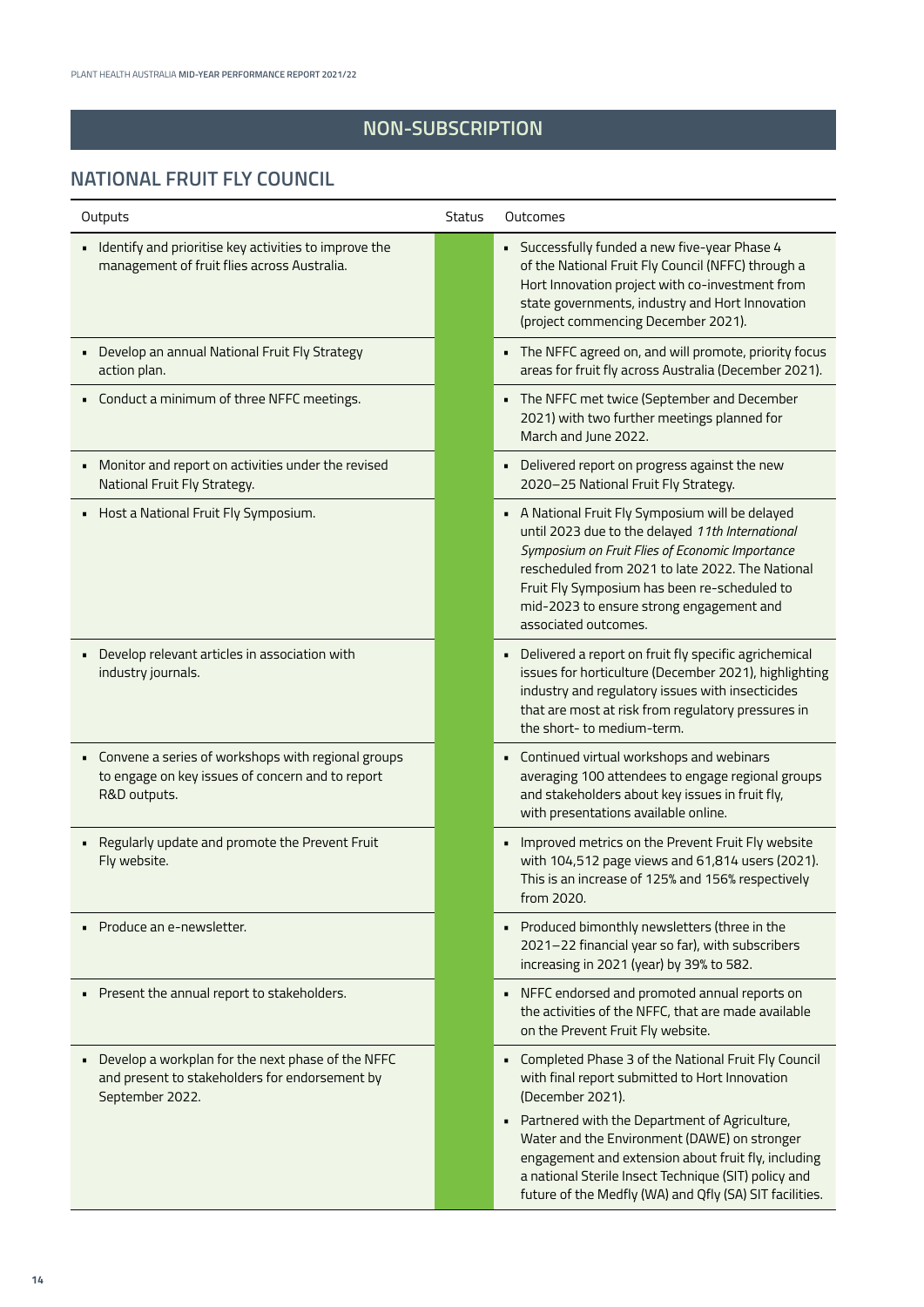## NON-SUBSCRIPTION

## NATIONAL FRUIT FLY COUNCIL

| Outputs | Status | Outcomes |
|---|---|---|
| • Identify and prioritise key activities to improve the management of fruit flies across Australia. | | • Successfully funded a new five-year Phase 4 of the National Fruit Fly Council (NFFC) through a Hort Innovation project with co-investment from state governments, industry and Hort Innovation (project commencing December 2021). |
| • Develop an annual National Fruit Fly Strategy action plan. | | • The NFFC agreed on, and will promote, priority focus areas for fruit fly across Australia (December 2021). |
| • Conduct a minimum of three NFFC meetings. | | • The NFFC met twice (September and December 2021) with two further meetings planned for March and June 2022. |
| • Monitor and report on activities under the revised National Fruit Fly Strategy. | | • Delivered report on progress against the new 2020–25 National Fruit Fly Strategy. |
| • Host a National Fruit Fly Symposium. | | • A National Fruit Fly Symposium will be delayed until 2023 due to the delayed *11th International Symposium on Fruit Flies of Economic Importance* rescheduled from 2021 to late 2022. The National Fruit Fly Symposium has been re-scheduled to mid-2023 to ensure strong engagement and associated outcomes. |
| • Develop relevant articles in association with industry journals. | | • Delivered a report on fruit fly specific agrichemical issues for horticulture (December 2021), highlighting industry and regulatory issues with insecticides that are most at risk from regulatory pressures in the short- to medium-term. |
| • Convene a series of workshops with regional groups to engage on key issues of concern and to report R&D outputs. | | • Continued virtual workshops and webinars averaging 100 attendees to engage regional groups and stakeholders about key issues in fruit fly, with presentations available online. |
| • Regularly update and promote the Prevent Fruit Fly website. | | • Improved metrics on the Prevent Fruit Fly website with 104,512 page views and 61,814 users (2021). This is an increase of 125% and 156% respectively from 2020. |
| • Produce an e-newsletter. | | • Produced bimonthly newsletters (three in the 2021–22 financial year so far), with subscribers increasing in 2021 (year) by 39% to 582. |
| • Present the annual report to stakeholders. | | • NFFC endorsed and promoted annual reports on the activities of the NFFC, that are made available on the Prevent Fruit Fly website. |
| • Develop a workplan for the next phase of the NFFC and present to stakeholders for endorsement by September 2022. | | • Completed Phase 3 of the National Fruit Fly Council with final report submitted to Hort Innovation (December 2021).<br>• Partnered with the Department of Agriculture, Water and the Environment (DAWE) on stronger engagement and extension about fruit fly, including a national Sterile Insect Technique (SIT) policy and future of the Medfly (WA) and Qfly (SA) SIT facilities. |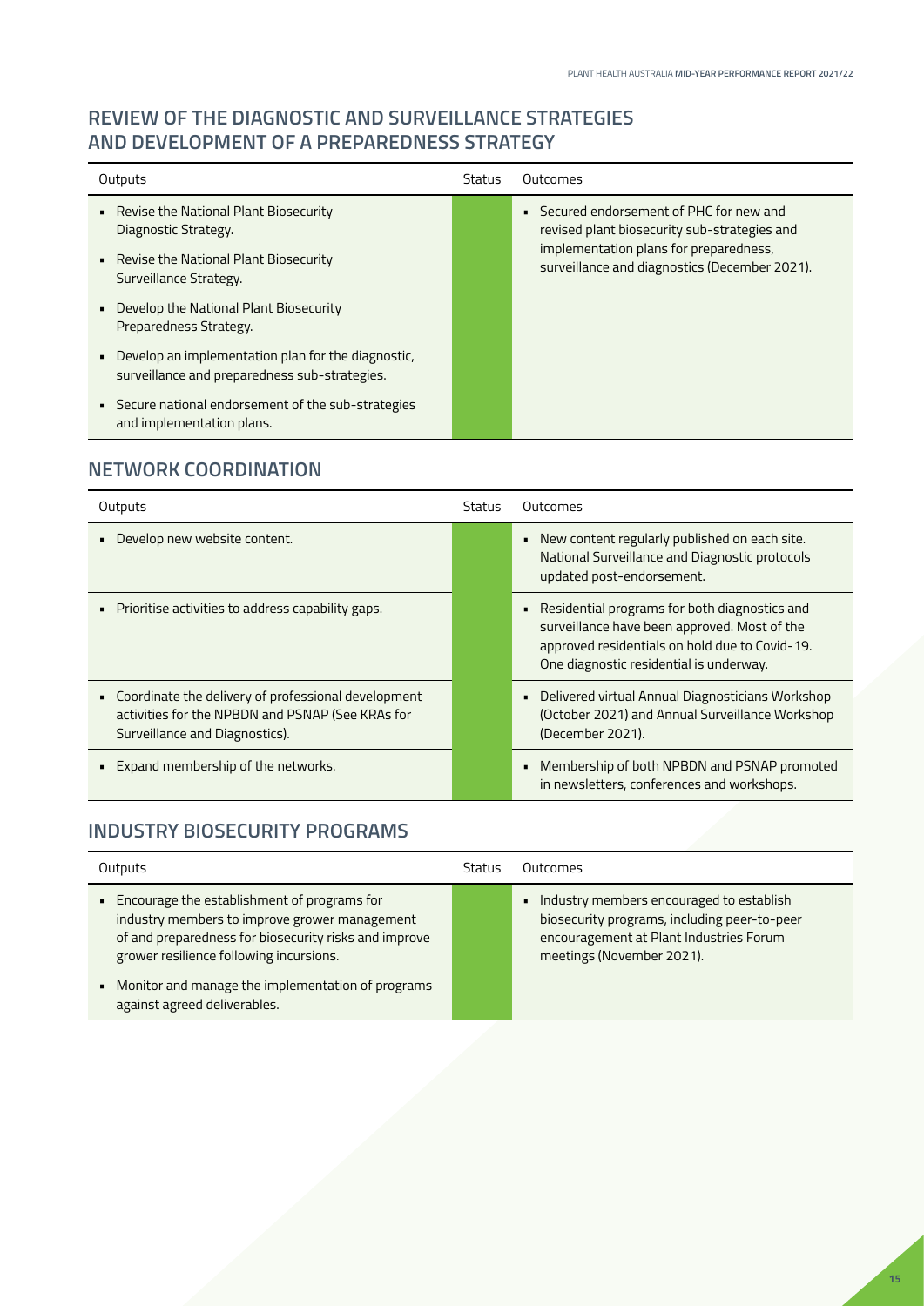## REVIEW OF THE DIAGNOSTIC AND SURVEILLANCE STRATEGIES AND DEVELOPMENT OF A PREPAREDNESS STRATEGY

| Outputs | Status | Outcomes |
|---|---|---|
| • Revise the National Plant Biosecurity Diagnostic Strategy.<br>• Revise the National Plant Biosecurity Surveillance Strategy.<br>• Develop the National Plant Biosecurity Preparedness Strategy.<br>• Develop an implementation plan for the diagnostic, surveillance and preparedness sub-strategies.<br>• Secure national endorsement of the sub-strategies and implementation plans. | | • Secured endorsement of PHC for new and revised plant biosecurity sub-strategies and implementation plans for preparedness, surveillance and diagnostics (December 2021). |

## NETWORK COORDINATION

| Outputs | Status | Outcomes |
|---|---|---|
| • Develop new website content. | | • New content regularly published on each site. National Surveillance and Diagnostic protocols updated post-endorsement. |
| • Prioritise activities to address capability gaps. | | • Residential programs for both diagnostics and surveillance have been approved. Most of the approved residentials on hold due to Covid-19. One diagnostic residential is underway. |
| • Coordinate the delivery of professional development activities for the NPBDN and PSNAP (See KRAs for Surveillance and Diagnostics). | | • Delivered virtual Annual Diagnosticians Workshop (October 2021) and Annual Surveillance Workshop (December 2021). |
| • Expand membership of the networks. | | • Membership of both NPBDN and PSNAP promoted in newsletters, conferences and workshops. |

## INDUSTRY BIOSECURITY PROGRAMS

| Outputs | Status | Outcomes |
|---|---|---|
| • Encourage the establishment of programs for industry members to improve grower management of and preparedness for biosecurity risks and improve grower resilience following incursions.<br>• Monitor and manage the implementation of programs against agreed deliverables. | | • Industry members encouraged to establish biosecurity programs, including peer-to-peer encouragement at Plant Industries Forum meetings (November 2021). |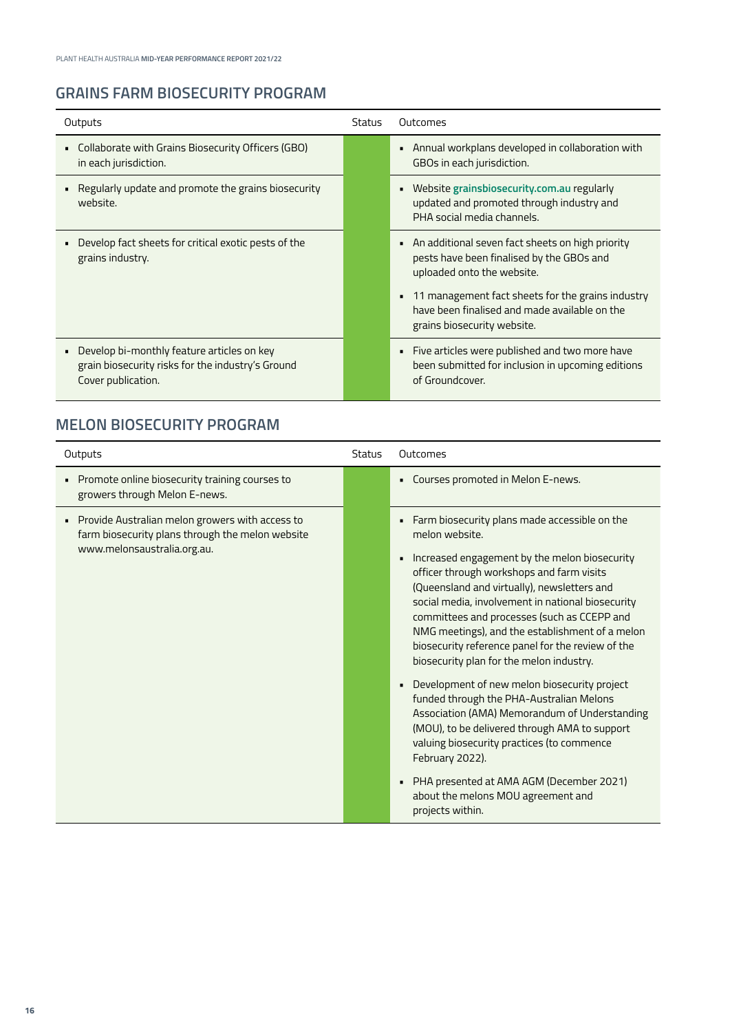## GRAINS FARM BIOSECURITY PROGRAM

| Outputs | Status | Outcomes |
|---|---|---|
| • Collaborate with Grains Biosecurity Officers (GBO) in each jurisdiction. | | • Annual workplans developed in collaboration with GBOs in each jurisdiction. |
| • Regularly update and promote the grains biosecurity website. | | • Website **grainsbiosecurity.com.au** regularly updated and promoted through industry and PHA social media channels. |
| • Develop fact sheets for critical exotic pests of the grains industry. | | • An additional seven fact sheets on high priority pests have been finalised by the GBOs and uploaded onto the website.<br>• 11 management fact sheets for the grains industry have been finalised and made available on the grains biosecurity website. |
| • Develop bi-monthly feature articles on key grain biosecurity risks for the industry's Ground Cover publication. | | • Five articles were published and two more have been submitted for inclusion in upcoming editions of Groundcover. |

## MELON BIOSECURITY PROGRAM

| Outputs | Status | Outcomes |
|---|---|---|
| • Promote online biosecurity training courses to growers through Melon E-news. | | • Courses promoted in Melon E-news. |
| • Provide Australian melon growers with access to farm biosecurity plans through the melon website www.melonsaustralia.org.au. | | • Farm biosecurity plans made accessible on the melon website.<br>• Increased engagement by the melon biosecurity officer through workshops and farm visits (Queensland and virtually), newsletters and social media, involvement in national biosecurity committees and processes (such as CCEPP and NMG meetings), and the establishment of a melon biosecurity reference panel for the review of the biosecurity plan for the melon industry.<br>• Development of new melon biosecurity project funded through the PHA-Australian Melons Association (AMA) Memorandum of Understanding (MOU), to be delivered through AMA to support valuing biosecurity practices (to commence February 2022).<br>• PHA presented at AMA AGM (December 2021) about the melons MOU agreement and projects within. |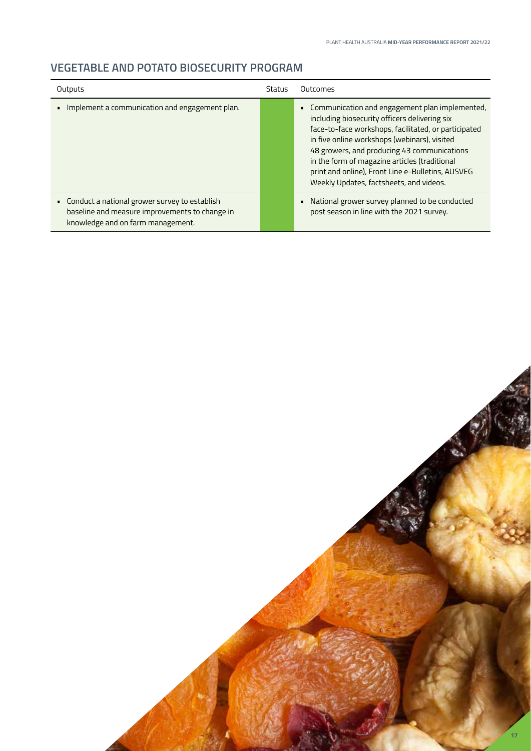## VEGETABLE AND POTATO BIOSECURITY PROGRAM

| Outputs | Status | Outcomes |
| --- | --- | --- |
| - Implement a communication and engagement plan. | | - Communication and engagement plan implemented, including biosecurity officers delivering six face-to-face workshops, facilitated, or participated in five online workshops (webinars), visited 48 growers, and producing 43 communications in the form of magazine articles (traditional print and online), Front Line e-Bulletins, AUSVEG Weekly Updates, factsheets, and videos. |
| - Conduct a national grower survey to establish baseline and measure improvements to change in knowledge and on farm management. | | - National grower survey planned to be conducted post season in line with the 2021 survey. |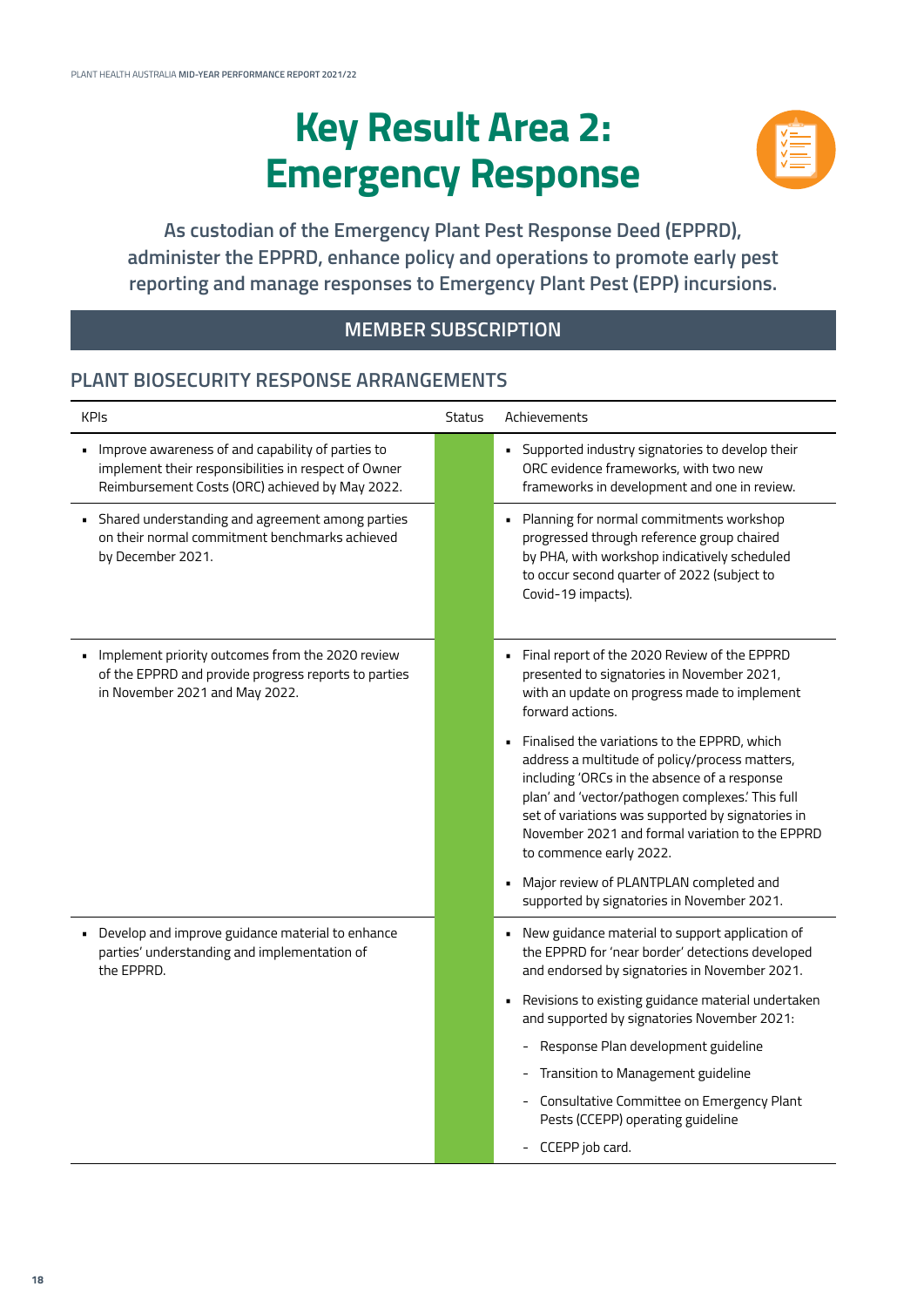# Key Result Area 2: Emergency Response

**As custodian of the Emergency Plant Pest Response Deed (EPPRD), administer the EPPRD, enhance policy and operations to promote early pest reporting and manage responses to Emergency Plant Pest (EPP) incursions.**

## MEMBER SUBSCRIPTION

### PLANT BIOSECURITY RESPONSE ARRANGEMENTS

| KPIs | Status | Achievements |
|---|---|---|
| ▪ Improve awareness of and capability of parties to implement their responsibilities in respect of Owner Reimbursement Costs (ORC) achieved by May 2022. | | ▪ Supported industry signatories to develop their ORC evidence frameworks, with two new frameworks in development and one in review. |
| ▪ Shared understanding and agreement among parties on their normal commitment benchmarks achieved by December 2021. | | ▪ Planning for normal commitments workshop progressed through reference group chaired by PHA, with workshop indicatively scheduled to occur second quarter of 2022 (subject to Covid-19 impacts). |
| ▪ Implement priority outcomes from the 2020 review of the EPPRD and provide progress reports to parties in November 2021 and May 2022. | | ▪ Final report of the 2020 Review of the EPPRD presented to signatories in November 2021, with an update on progress made to implement forward actions.<br>▪ Finalised the variations to the EPPRD, which address a multitude of policy/process matters, including 'ORCs in the absence of a response plan' and 'vector/pathogen complexes.' This full set of variations was supported by signatories in November 2021 and formal variation to the EPPRD to commence early 2022.<br>▪ Major review of PLANTPLAN completed and supported by signatories in November 2021. |
| ▪ Develop and improve guidance material to enhance parties' understanding and implementation of the EPPRD. | | ▪ New guidance material to support application of the EPPRD for 'near border' detections developed and endorsed by signatories in November 2021.<br>▪ Revisions to existing guidance material undertaken and supported by signatories November 2021:<br>- Response Plan development guideline<br>- Transition to Management guideline<br>- Consultative Committee on Emergency Plant Pests (CCEPP) operating guideline<br>- CCEPP job card. |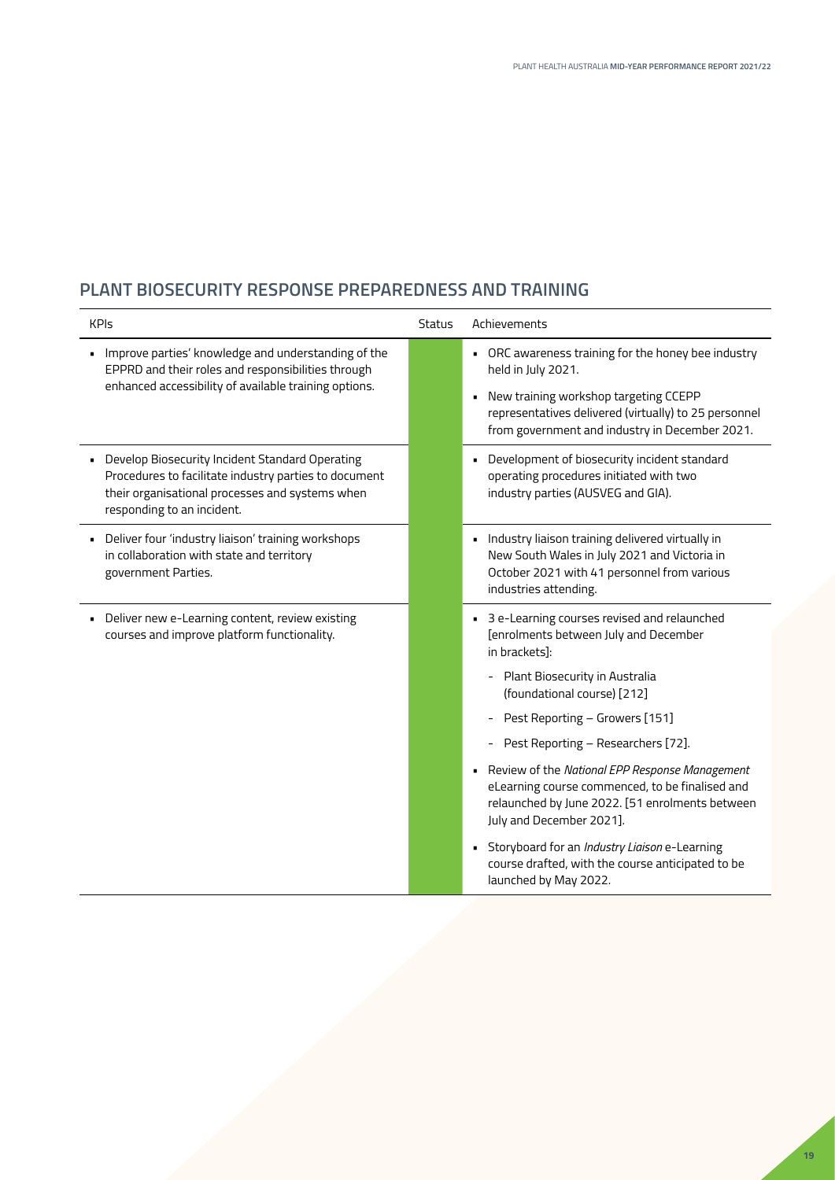## PLANT BIOSECURITY RESPONSE PREPAREDNESS AND TRAINING

| KPIs | Status | Achievements |
|---|---|---|
| • Improve parties' knowledge and understanding of the EPPRD and their roles and responsibilities through enhanced accessibility of available training options. | | • ORC awareness training for the honey bee industry held in July 2021.<br>• New training workshop targeting CCEPP representatives delivered (virtually) to 25 personnel from government and industry in December 2021. |
| • Develop Biosecurity Incident Standard Operating Procedures to facilitate industry parties to document their organisational processes and systems when responding to an incident. | | • Development of biosecurity incident standard operating procedures initiated with two industry parties (AUSVEG and GIA). |
| • Deliver four 'industry liaison' training workshops in collaboration with state and territory government Parties. | | • Industry liaison training delivered virtually in New South Wales in July 2021 and Victoria in October 2021 with 41 personnel from various industries attending. |
| • Deliver new e-Learning content, review existing courses and improve platform functionality. | | • 3 e-Learning courses revised and relaunched [enrolments between July and December in brackets]:<br>- Plant Biosecurity in Australia (foundational course) [212]<br>- Pest Reporting – Growers [151]<br>- Pest Reporting – Researchers [72].<br>• Review of the *National EPP Response Management* eLearning course commenced, to be finalised and relaunched by June 2022. [51 enrolments between July and December 2021].<br>• Storyboard for an *Industry Liaison* e-Learning course drafted, with the course anticipated to be launched by May 2022. |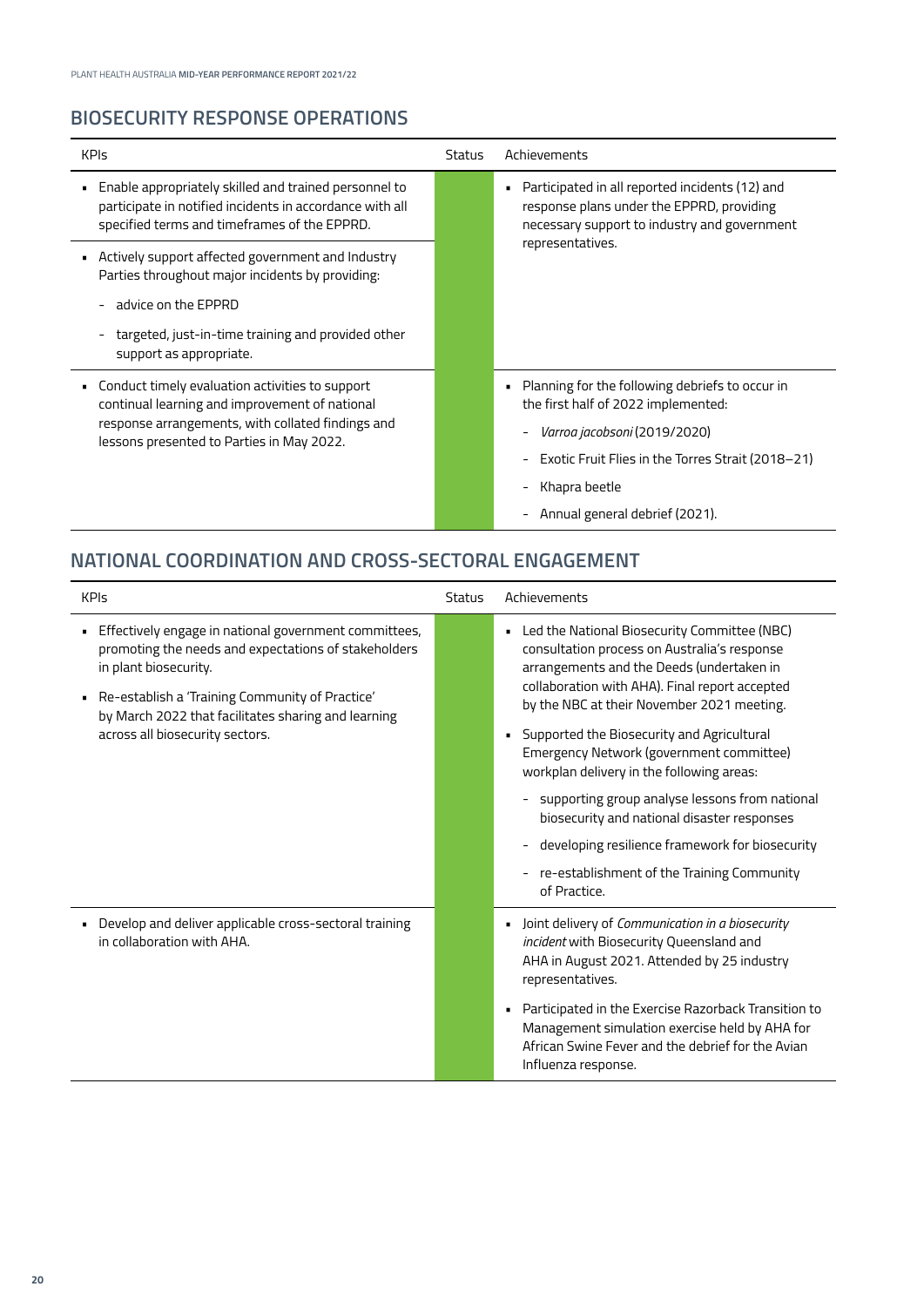## BIOSECURITY RESPONSE OPERATIONS

| KPIs | Status | Achievements |
| --- | --- | --- |
| • Enable appropriately skilled and trained personnel to participate in notified incidents in accordance with all specified terms and timeframes of the EPPRD.<br>• Actively support affected government and Industry Parties throughout major incidents by providing:<br>- advice on the EPPRD<br>- targeted, just-in-time training and provided other support as appropriate. | | • Participated in all reported incidents (12) and response plans under the EPPRD, providing necessary support to industry and government representatives. |
| • Conduct timely evaluation activities to support continual learning and improvement of national response arrangements, with collated findings and lessons presented to Parties in May 2022. | | • Planning for the following debriefs to occur in the first half of 2022 implemented:<br>- *Varroa jacobsoni* (2019/2020)<br>- Exotic Fruit Flies in the Torres Strait (2018–21)<br>- Khapra beetle<br>- Annual general debrief (2021). |

## NATIONAL COORDINATION AND CROSS-SECTORAL ENGAGEMENT

| KPIs | Status | Achievements |
| --- | --- | --- |
| • Effectively engage in national government committees, promoting the needs and expectations of stakeholders in plant biosecurity.<br>• Re-establish a 'Training Community of Practice' by March 2022 that facilitates sharing and learning across all biosecurity sectors. | | • Led the National Biosecurity Committee (NBC) consultation process on Australia's response arrangements and the Deeds (undertaken in collaboration with AHA). Final report accepted by the NBC at their November 2021 meeting.<br>• Supported the Biosecurity and Agricultural Emergency Network (government committee) workplan delivery in the following areas:<br>- supporting group analyse lessons from national biosecurity and national disaster responses<br>- developing resilience framework for biosecurity<br>- re-establishment of the Training Community of Practice. |
| • Develop and deliver applicable cross-sectoral training in collaboration with AHA. | | • Joint delivery of *Communication in a biosecurity incident* with Biosecurity Queensland and AHA in August 2021. Attended by 25 industry representatives.<br>• Participated in the Exercise Razorback Transition to Management simulation exercise held by AHA for African Swine Fever and the debrief for the Avian Influenza response. |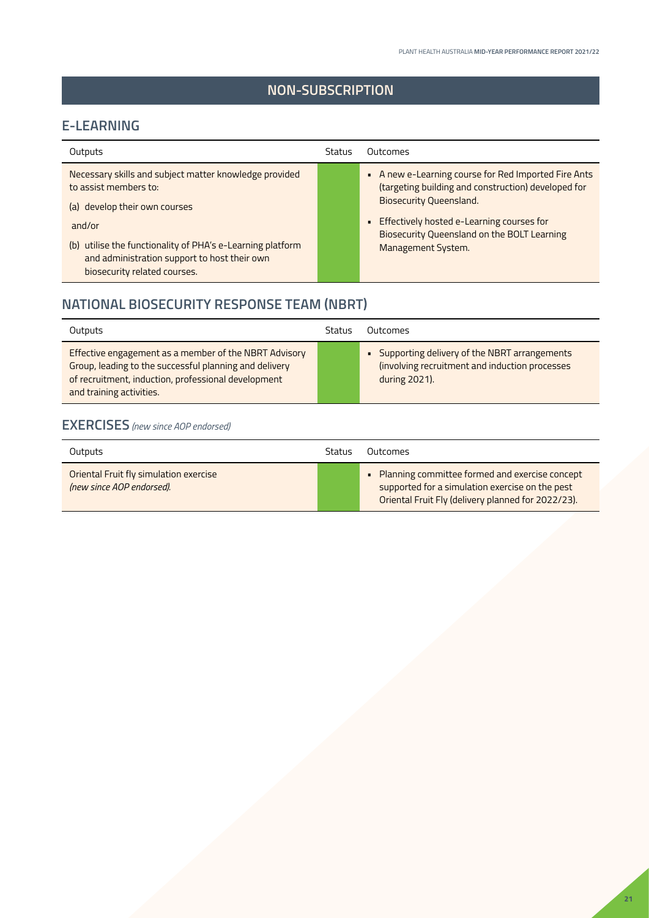# NON-SUBSCRIPTION

## E-LEARNING

| Outputs | Status | Outcomes |
| --- | --- | --- |
| Necessary skills and subject matter knowledge provided to assist members to:<br>(a) develop their own courses<br>and/or<br>(b) utilise the functionality of PHA's e-Learning platform and administration support to host their own biosecurity related courses. | | • A new e-Learning course for Red Imported Fire Ants (targeting building and construction) developed for Biosecurity Queensland.<br>• Effectively hosted e-Learning courses for Biosecurity Queensland on the BOLT Learning Management System. |

## NATIONAL BIOSECURITY RESPONSE TEAM (NBRT)

| Outputs | Status | Outcomes |
| --- | --- | --- |
| Effective engagement as a member of the NBRT Advisory Group, leading to the successful planning and delivery of recruitment, induction, professional development and training activities. | | • Supporting delivery of the NBRT arrangements (involving recruitment and induction processes during 2021). |

## EXERCISES *(new since AOP endorsed)*

| Outputs | Status | Outcomes |
| --- | --- | --- |
| Oriental Fruit fly simulation exercise *(new since AOP endorsed).* | | • Planning committee formed and exercise concept supported for a simulation exercise on the pest Oriental Fruit Fly (delivery planned for 2022/23). |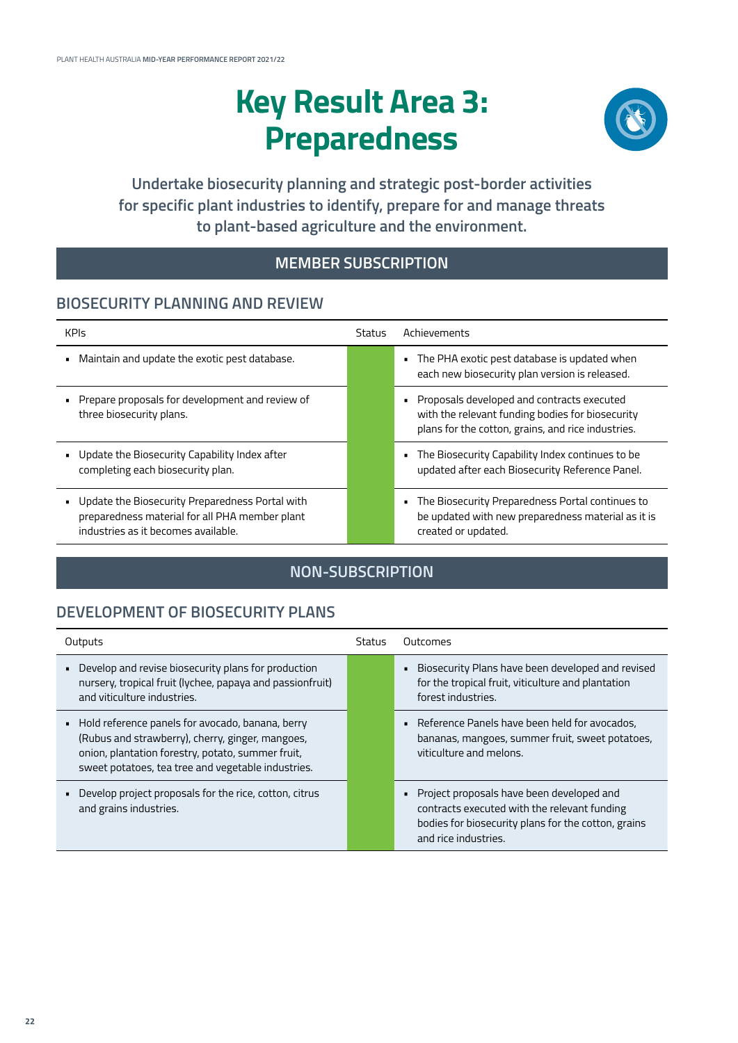# Key Result Area 3: Preparedness

**Undertake biosecurity planning and strategic post-border activities for specific plant industries to identify, prepare for and manage threats to plant-based agriculture and the environment.**

## MEMBER SUBSCRIPTION

### BIOSECURITY PLANNING AND REVIEW

| KPIs | Status | Achievements |
|---|---|---|
| • Maintain and update the exotic pest database. | | • The PHA exotic pest database is updated when each new biosecurity plan version is released. |
| • Prepare proposals for development and review of three biosecurity plans. | | • Proposals developed and contracts executed with the relevant funding bodies for biosecurity plans for the cotton, grains, and rice industries. |
| • Update the Biosecurity Capability Index after completing each biosecurity plan. | | • The Biosecurity Capability Index continues to be updated after each Biosecurity Reference Panel. |
| • Update the Biosecurity Preparedness Portal with preparedness material for all PHA member plant industries as it becomes available. | | • The Biosecurity Preparedness Portal continues to be updated with new preparedness material as it is created or updated. |

## NON-SUBSCRIPTION

### DEVELOPMENT OF BIOSECURITY PLANS

| Outputs | Status | Outcomes |
|---|---|---|
| • Develop and revise biosecurity plans for production nursery, tropical fruit (lychee, papaya and passionfruit) and viticulture industries. | | • Biosecurity Plans have been developed and revised for the tropical fruit, viticulture and plantation forest industries. |
| • Hold reference panels for avocado, banana, berry (Rubus and strawberry), cherry, ginger, mangoes, onion, plantation forestry, potato, summer fruit, sweet potatoes, tea tree and vegetable industries. | | • Reference Panels have been held for avocados, bananas, mangoes, summer fruit, sweet potatoes, viticulture and melons. |
| • Develop project proposals for the rice, cotton, citrus and grains industries. | | • Project proposals have been developed and contracts executed with the relevant funding bodies for biosecurity plans for the cotton, grains and rice industries. |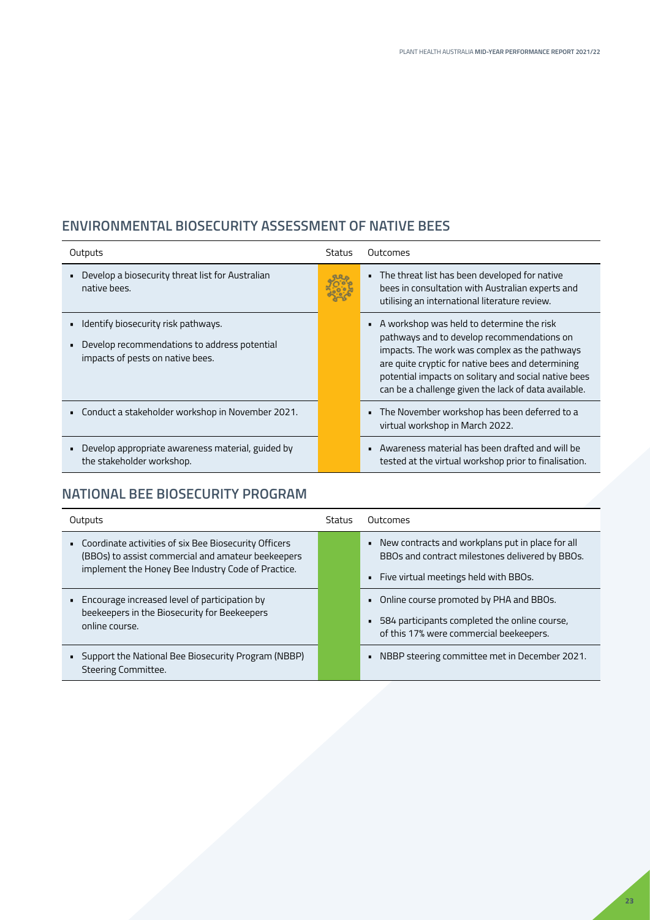## ENVIRONMENTAL BIOSECURITY ASSESSMENT OF NATIVE BEES

| Outputs | Status | Outcomes |
|---|---|---|
| Develop a biosecurity threat list for Australian native bees. | | The threat list has been developed for native bees in consultation with Australian experts and utilising an international literature review. |
| Identify biosecurity risk pathways.<br>Develop recommendations to address potential impacts of pests on native bees. | | A workshop was held to determine the risk pathways and to develop recommendations on impacts. The work was complex as the pathways are quite cryptic for native bees and determining potential impacts on solitary and social native bees can be a challenge given the lack of data available. |
| Conduct a stakeholder workshop in November 2021. | | The November workshop has been deferred to a virtual workshop in March 2022. |
| Develop appropriate awareness material, guided by the stakeholder workshop. | | Awareness material has been drafted and will be tested at the virtual workshop prior to finalisation. |

## NATIONAL BEE BIOSECURITY PROGRAM

| Outputs | Status | Outcomes |
|---|---|---|
| Coordinate activities of six Bee Biosecurity Officers (BBOs) to assist commercial and amateur beekeepers implement the Honey Bee Industry Code of Practice. | | New contracts and workplans put in place for all BBOs and contract milestones delivered by BBOs.<br>Five virtual meetings held with BBOs. |
| Encourage increased level of participation by beekeepers in the Biosecurity for Beekeepers online course. | | Online course promoted by PHA and BBOs.<br>584 participants completed the online course, of this 17% were commercial beekeepers. |
| Support the National Bee Biosecurity Program (NBBP) Steering Committee. | | NBBP steering committee met in December 2021. |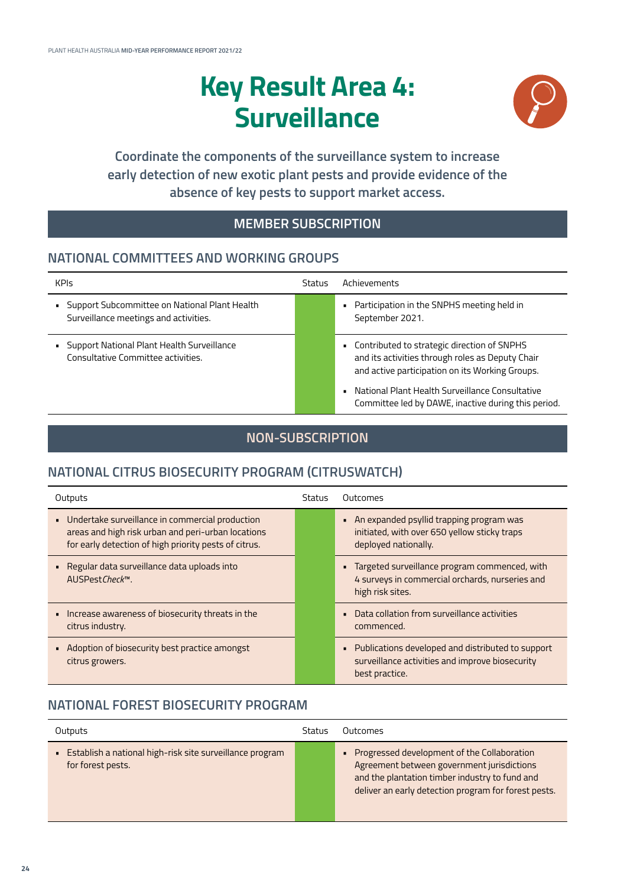# Key Result Area 4: Surveillance

**Coordinate the components of the surveillance system to increase early detection of new exotic plant pests and provide evidence of the absence of key pests to support market access.**

## MEMBER SUBSCRIPTION

### NATIONAL COMMITTEES AND WORKING GROUPS

| KPIs | Status | Achievements |
|---|---|---|
| • Support Subcommittee on National Plant Health Surveillance meetings and activities. | | • Participation in the SNPHS meeting held in September 2021. |
| • Support National Plant Health Surveillance Consultative Committee activities. | | • Contributed to strategic direction of SNPHS and its activities through roles as Deputy Chair and active participation on its Working Groups.<br>• National Plant Health Surveillance Consultative Committee led by DAWE, inactive during this period. |

## NON-SUBSCRIPTION

### NATIONAL CITRUS BIOSECURITY PROGRAM (CITRUSWATCH)

| Outputs | Status | Outcomes |
|---|---|---|
| • Undertake surveillance in commercial production areas and high risk urban and peri-urban locations for early detection of high priority pests of citrus. | | • An expanded psyllid trapping program was initiated, with over 650 yellow sticky traps deployed nationally. |
| • Regular data surveillance data uploads into AUSPest*Check*™. | | • Targeted surveillance program commenced, with 4 surveys in commercial orchards, nurseries and high risk sites. |
| • Increase awareness of biosecurity threats in the citrus industry. | | • Data collation from surveillance activities commenced. |
| • Adoption of biosecurity best practice amongst citrus growers. | | • Publications developed and distributed to support surveillance activities and improve biosecurity best practice. |

### NATIONAL FOREST BIOSECURITY PROGRAM

| Outputs | Status | Outcomes |
|---|---|---|
| • Establish a national high-risk site surveillance program for forest pests. | | • Progressed development of the Collaboration Agreement between government jurisdictions and the plantation timber industry to fund and deliver an early detection program for forest pests. |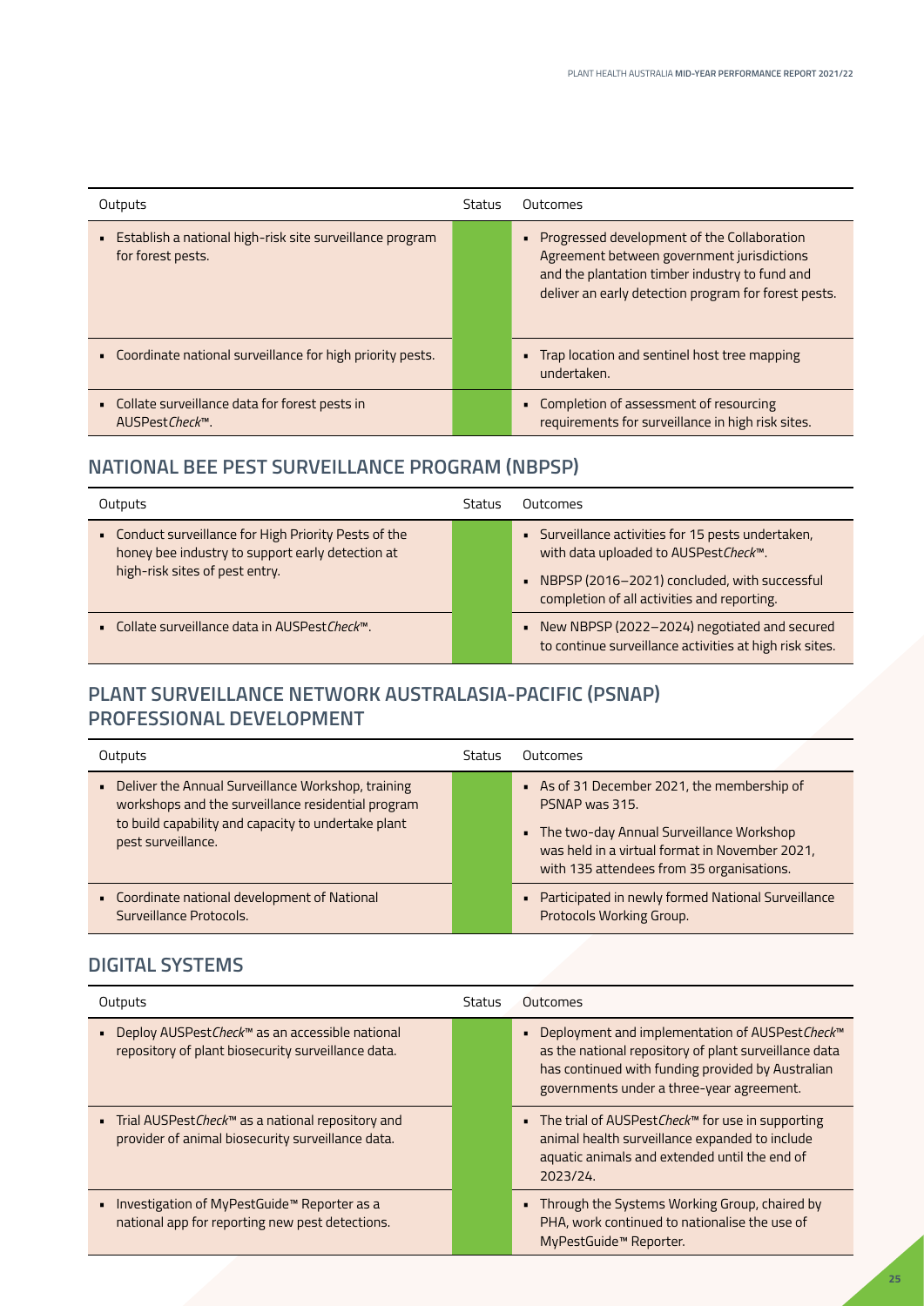| Outputs | Status | Outcomes |
|---|---|---|
| • Establish a national high-risk site surveillance program for forest pests. | | • Progressed development of the Collaboration Agreement between government jurisdictions and the plantation timber industry to fund and deliver an early detection program for forest pests. |
| • Coordinate national surveillance for high priority pests. | | • Trap location and sentinel host tree mapping undertaken. |
| • Collate surveillance data for forest pests in AUSPest*Check*™. | | • Completion of assessment of resourcing requirements for surveillance in high risk sites. |

## NATIONAL BEE PEST SURVEILLANCE PROGRAM (NBPSP)

| Outputs | Status | Outcomes |
|---|---|---|
| • Conduct surveillance for High Priority Pests of the honey bee industry to support early detection at high-risk sites of pest entry. | | • Surveillance activities for 15 pests undertaken, with data uploaded to AUSPest*Check*™.<br>• NBPSP (2016–2021) concluded, with successful completion of all activities and reporting. |
| • Collate surveillance data in AUSPest*Check*™. | | • New NBPSP (2022–2024) negotiated and secured to continue surveillance activities at high risk sites. |

## PLANT SURVEILLANCE NETWORK AUSTRALASIA-PACIFIC (PSNAP) PROFESSIONAL DEVELOPMENT

| Outputs | Status | Outcomes |
|---|---|---|
| • Deliver the Annual Surveillance Workshop, training workshops and the surveillance residential program to build capability and capacity to undertake plant pest surveillance. | | • As of 31 December 2021, the membership of PSNAP was 315.<br>• The two-day Annual Surveillance Workshop was held in a virtual format in November 2021, with 135 attendees from 35 organisations. |
| • Coordinate national development of National Surveillance Protocols. | | • Participated in newly formed National Surveillance Protocols Working Group. |

## DIGITAL SYSTEMS

| Outputs | Status | Outcomes |
|---|---|---|
| • Deploy AUSPest*Check*™ as an accessible national repository of plant biosecurity surveillance data. | | • Deployment and implementation of AUSPest*Check*™ as the national repository of plant surveillance data has continued with funding provided by Australian governments under a three-year agreement. |
| • Trial AUSPest*Check*™ as a national repository and provider of animal biosecurity surveillance data. | | • The trial of AUSPest*Check*™ for use in supporting animal health surveillance expanded to include aquatic animals and extended until the end of 2023/24. |
| • Investigation of MyPestGuide™ Reporter as a national app for reporting new pest detections. | | • Through the Systems Working Group, chaired by PHA, work continued to nationalise the use of MyPestGuide™ Reporter. |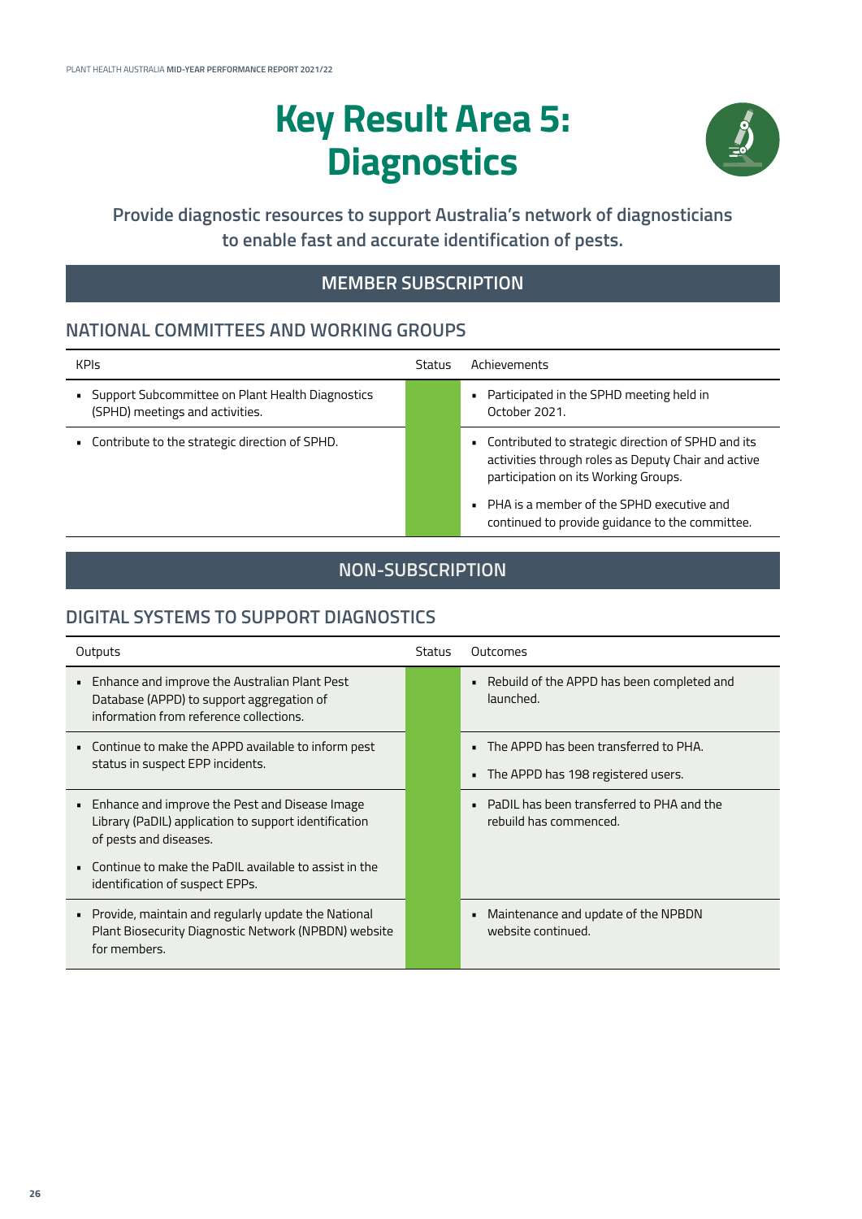# Key Result Area 5: Diagnostics

**Provide diagnostic resources to support Australia's network of diagnosticians to enable fast and accurate identification of pests.**

## MEMBER SUBSCRIPTION

### NATIONAL COMMITTEES AND WORKING GROUPS

| KPIs | Status | Achievements |
|---|---|---|
| • Support Subcommittee on Plant Health Diagnostics (SPHD) meetings and activities. | | • Participated in the SPHD meeting held in October 2021. |
| • Contribute to the strategic direction of SPHD. | | • Contributed to strategic direction of SPHD and its activities through roles as Deputy Chair and active participation on its Working Groups.<br>• PHA is a member of the SPHD executive and continued to provide guidance to the committee. |

## NON-SUBSCRIPTION

### DIGITAL SYSTEMS TO SUPPORT DIAGNOSTICS

| Outputs | Status | Outcomes |
|---|---|---|
| • Enhance and improve the Australian Plant Pest Database (APPD) to support aggregation of information from reference collections. | | • Rebuild of the APPD has been completed and launched. |
| • Continue to make the APPD available to inform pest status in suspect EPP incidents. | | • The APPD has been transferred to PHA.<br>• The APPD has 198 registered users. |
| • Enhance and improve the Pest and Disease Image Library (PaDIL) application to support identification of pests and diseases.<br>• Continue to make the PaDIL available to assist in the identification of suspect EPPs. | | • PaDIL has been transferred to PHA and the rebuild has commenced. |
| • Provide, maintain and regularly update the National Plant Biosecurity Diagnostic Network (NPBDN) website for members. | | • Maintenance and update of the NPBDN website continued. |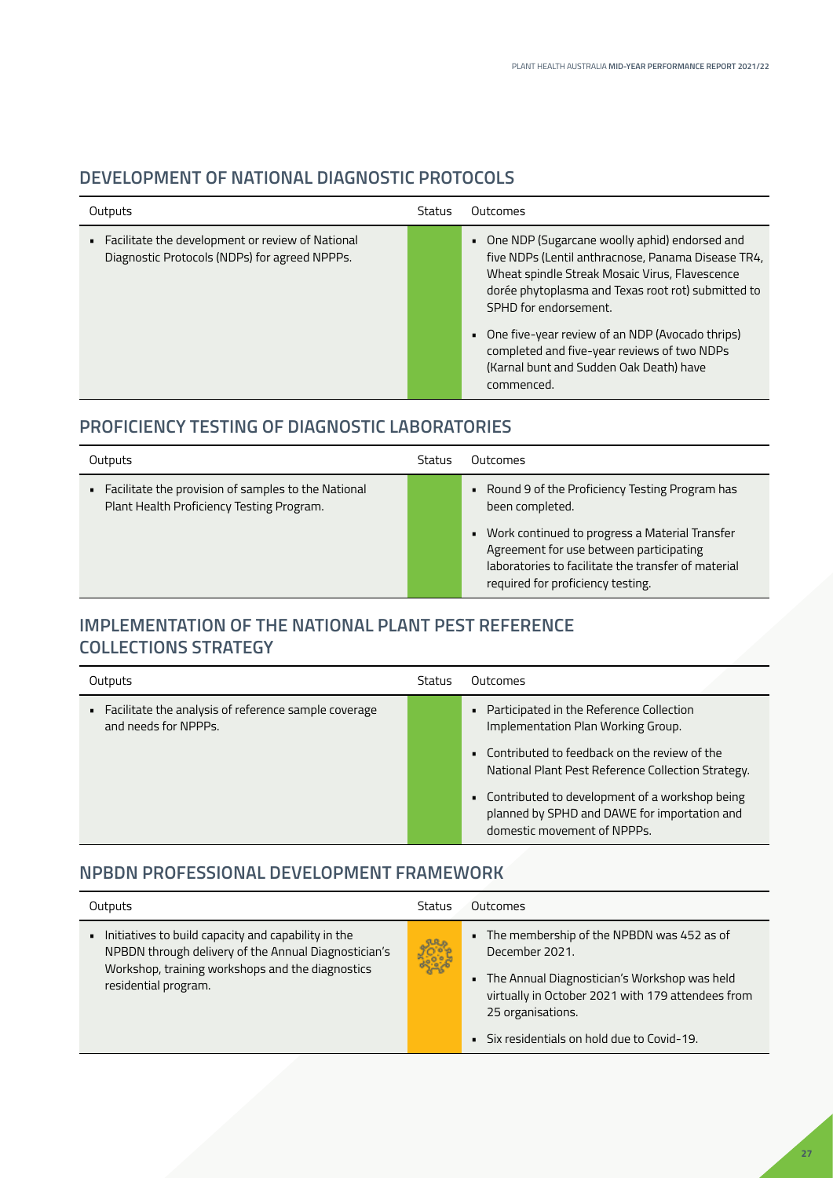## DEVELOPMENT OF NATIONAL DIAGNOSTIC PROTOCOLS

| Outputs | Status | Outcomes |
|---|---|---|
| • Facilitate the development or review of National Diagnostic Protocols (NDPs) for agreed NPPPs. | | • One NDP (Sugarcane woolly aphid) endorsed and five NDPs (Lentil anthracnose, Panama Disease TR4, Wheat spindle Streak Mosaic Virus, Flavescence dorée phytoplasma and Texas root rot) submitted to SPHD for endorsement. • One five-year review of an NDP (Avocado thrips) completed and five-year reviews of two NDPs (Karnal bunt and Sudden Oak Death) have commenced. |

## PROFICIENCY TESTING OF DIAGNOSTIC LABORATORIES

| Outputs | Status | Outcomes |
|---|---|---|
| • Facilitate the provision of samples to the National Plant Health Proficiency Testing Program. | | • Round 9 of the Proficiency Testing Program has been completed. • Work continued to progress a Material Transfer Agreement for use between participating laboratories to facilitate the transfer of material required for proficiency testing. |

## IMPLEMENTATION OF THE NATIONAL PLANT PEST REFERENCE COLLECTIONS STRATEGY

| Outputs | Status | Outcomes |
|---|---|---|
| • Facilitate the analysis of reference sample coverage and needs for NPPPs. | | • Participated in the Reference Collection Implementation Plan Working Group. • Contributed to feedback on the review of the National Plant Pest Reference Collection Strategy. • Contributed to development of a workshop being planned by SPHD and DAWE for importation and domestic movement of NPPPs. |

## NPBDN PROFESSIONAL DEVELOPMENT FRAMEWORK

| Outputs | Status | Outcomes |
|---|---|---|
| • Initiatives to build capacity and capability in the NPBDN through delivery of the Annual Diagnostician's Workshop, training workshops and the diagnostics residential program. | | • The membership of the NPBDN was 452 as of December 2021. • The Annual Diagnostician's Workshop was held virtually in October 2021 with 179 attendees from 25 organisations. • Six residentials on hold due to Covid-19. |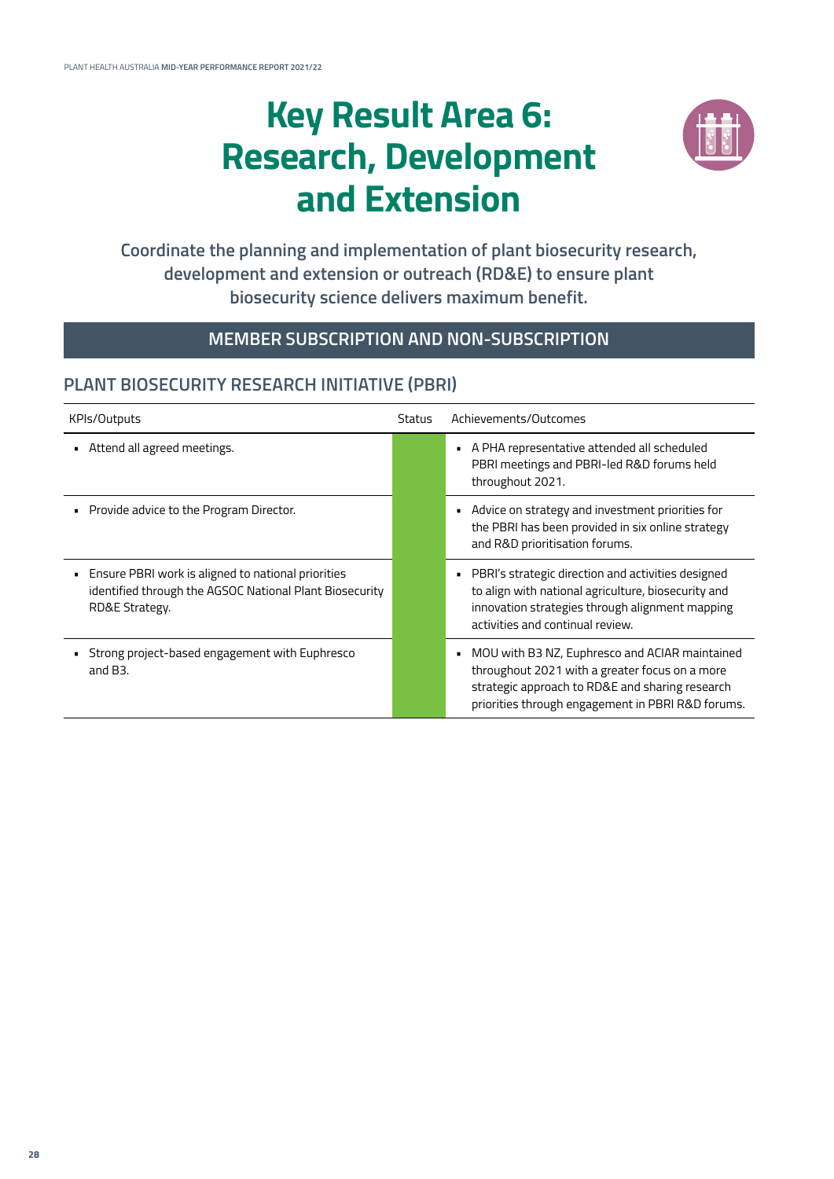# Key Result Area 6: Research, Development and Extension

**Coordinate the planning and implementation of plant biosecurity research, development and extension or outreach (RD&E) to ensure plant biosecurity science delivers maximum benefit.**

## MEMBER SUBSCRIPTION AND NON-SUBSCRIPTION

### PLANT BIOSECURITY RESEARCH INITIATIVE (PBRI)

| KPIs/Outputs | Status | Achievements/Outcomes |
|---|---|---|
| ▪ Attend all agreed meetings. | | ▪ A PHA representative attended all scheduled PBRI meetings and PBRI-led R&D forums held throughout 2021. |
| ▪ Provide advice to the Program Director. | | ▪ Advice on strategy and investment priorities for the PBRI has been provided in six online strategy and R&D prioritisation forums. |
| ▪ Ensure PBRI work is aligned to national priorities identified through the AGSOC National Plant Biosecurity RD&E Strategy. | | ▪ PBRI's strategic direction and activities designed to align with national agriculture, biosecurity and innovation strategies through alignment mapping activities and continual review. |
| ▪ Strong project-based engagement with Euphresco and B3. | | ▪ MOU with B3 NZ, Euphresco and ACIAR maintained throughout 2021 with a greater focus on a more strategic approach to RD&E and sharing research priorities through engagement in PBRI R&D forums. |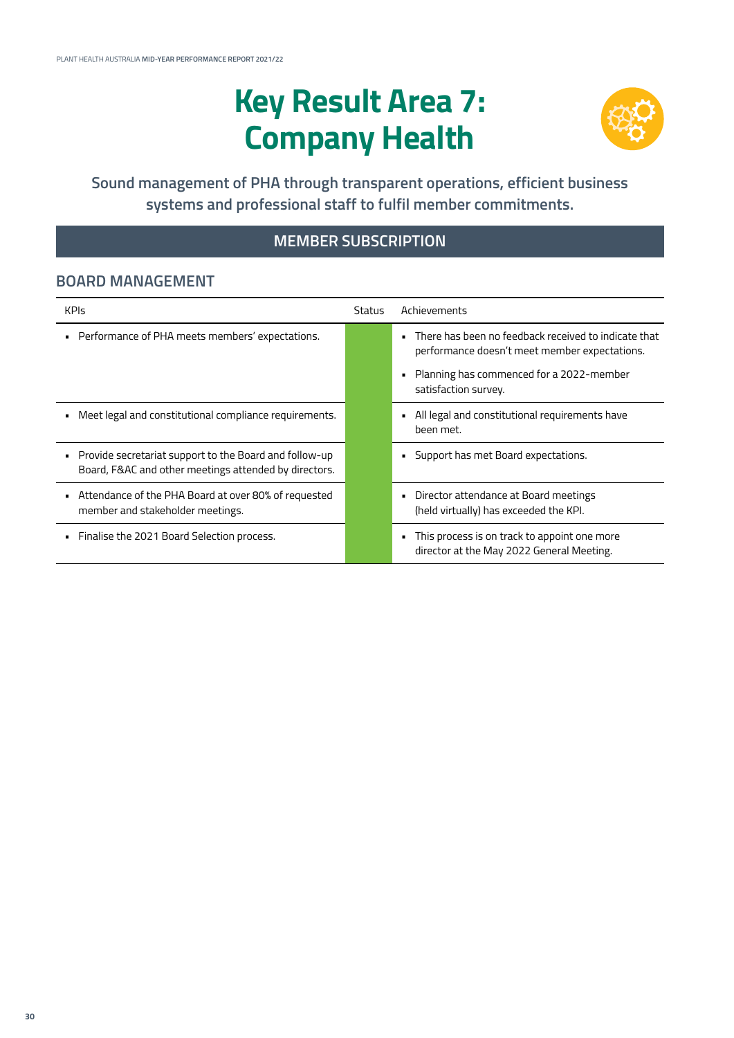# Key Result Area 7: Company Health

**Sound management of PHA through transparent operations, efficient business systems and professional staff to fulfil member commitments.**

## MEMBER SUBSCRIPTION

### BOARD MANAGEMENT

| KPIs | Status | Achievements |
|---|---|---|
| ▪ Performance of PHA meets members' expectations. | | ▪ There has been no feedback received to indicate that performance doesn't meet member expectations.<br>▪ Planning has commenced for a 2022-member satisfaction survey. |
| ▪ Meet legal and constitutional compliance requirements. | | ▪ All legal and constitutional requirements have been met. |
| ▪ Provide secretariat support to the Board and follow-up Board, F&AC and other meetings attended by directors. | | ▪ Support has met Board expectations. |
| ▪ Attendance of the PHA Board at over 80% of requested member and stakeholder meetings. | | ▪ Director attendance at Board meetings (held virtually) has exceeded the KPI. |
| ▪ Finalise the 2021 Board Selection process. | | ▪ This process is on track to appoint one more director at the May 2022 General Meeting. |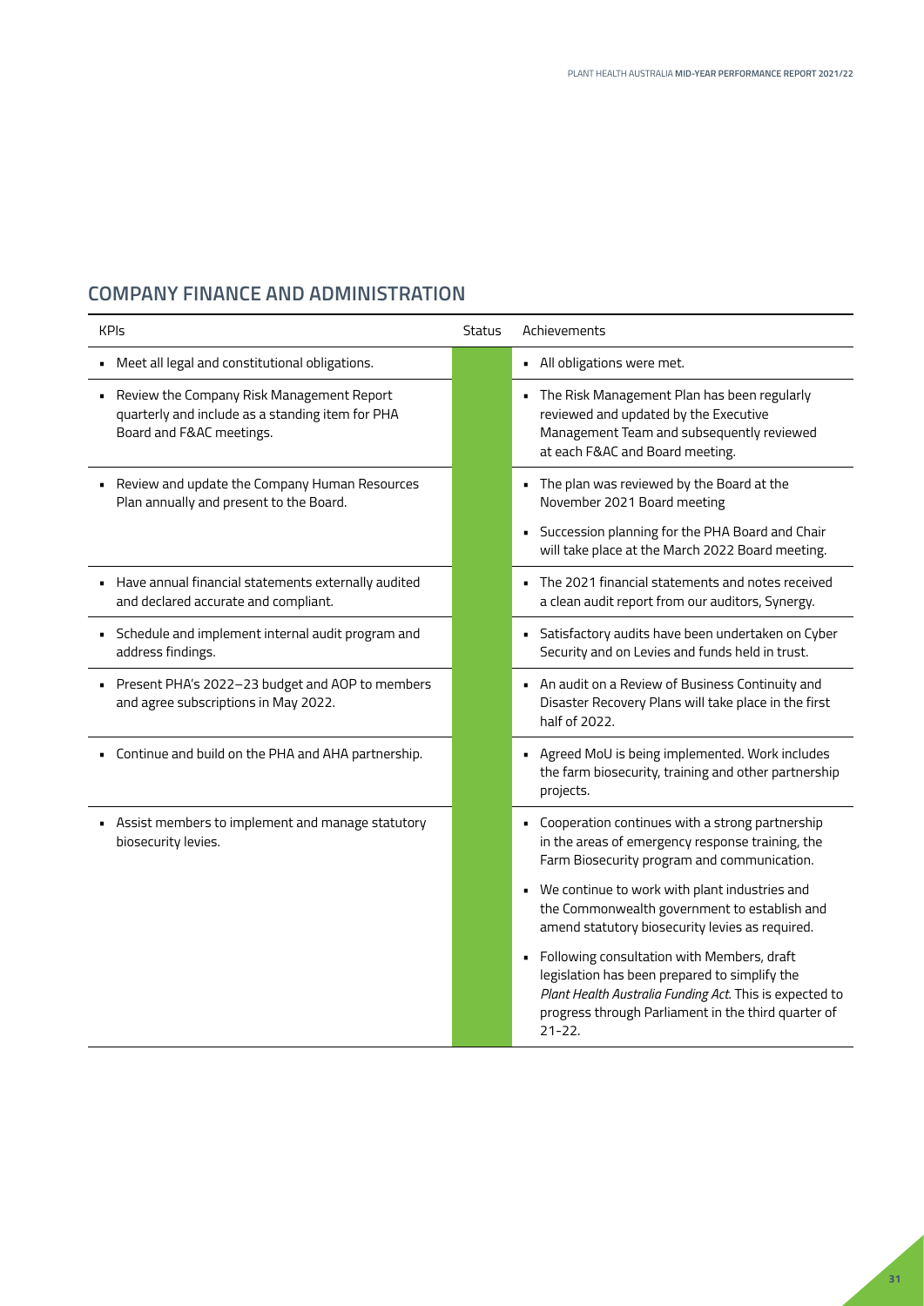## COMPANY FINANCE AND ADMINISTRATION

| KPIs | Status | Achievements |
| --- | --- | --- |
| • Meet all legal and constitutional obligations. | | • All obligations were met. |
| • Review the Company Risk Management Report quarterly and include as a standing item for PHA Board and F&AC meetings. | | • The Risk Management Plan has been regularly reviewed and updated by the Executive Management Team and subsequently reviewed at each F&AC and Board meeting. |
| • Review and update the Company Human Resources Plan annually and present to the Board. | | • The plan was reviewed by the Board at the November 2021 Board meeting<br>• Succession planning for the PHA Board and Chair will take place at the March 2022 Board meeting. |
| • Have annual financial statements externally audited and declared accurate and compliant. | | • The 2021 financial statements and notes received a clean audit report from our auditors, Synergy. |
| • Schedule and implement internal audit program and address findings. | | • Satisfactory audits have been undertaken on Cyber Security and on Levies and funds held in trust. |
| • Present PHA's 2022–23 budget and AOP to members and agree subscriptions in May 2022. | | • An audit on a Review of Business Continuity and Disaster Recovery Plans will take place in the first half of 2022. |
| • Continue and build on the PHA and AHA partnership. | | • Agreed MoU is being implemented. Work includes the farm biosecurity, training and other partnership projects. |
| • Assist members to implement and manage statutory biosecurity levies. | | • Cooperation continues with a strong partnership in the areas of emergency response training, the Farm Biosecurity program and communication.<br>• We continue to work with plant industries and the Commonwealth government to establish and amend statutory biosecurity levies as required.<br>• Following consultation with Members, draft legislation has been prepared to simplify the *Plant Health Australia Funding Act*. This is expected to progress through Parliament in the third quarter of 21-22. |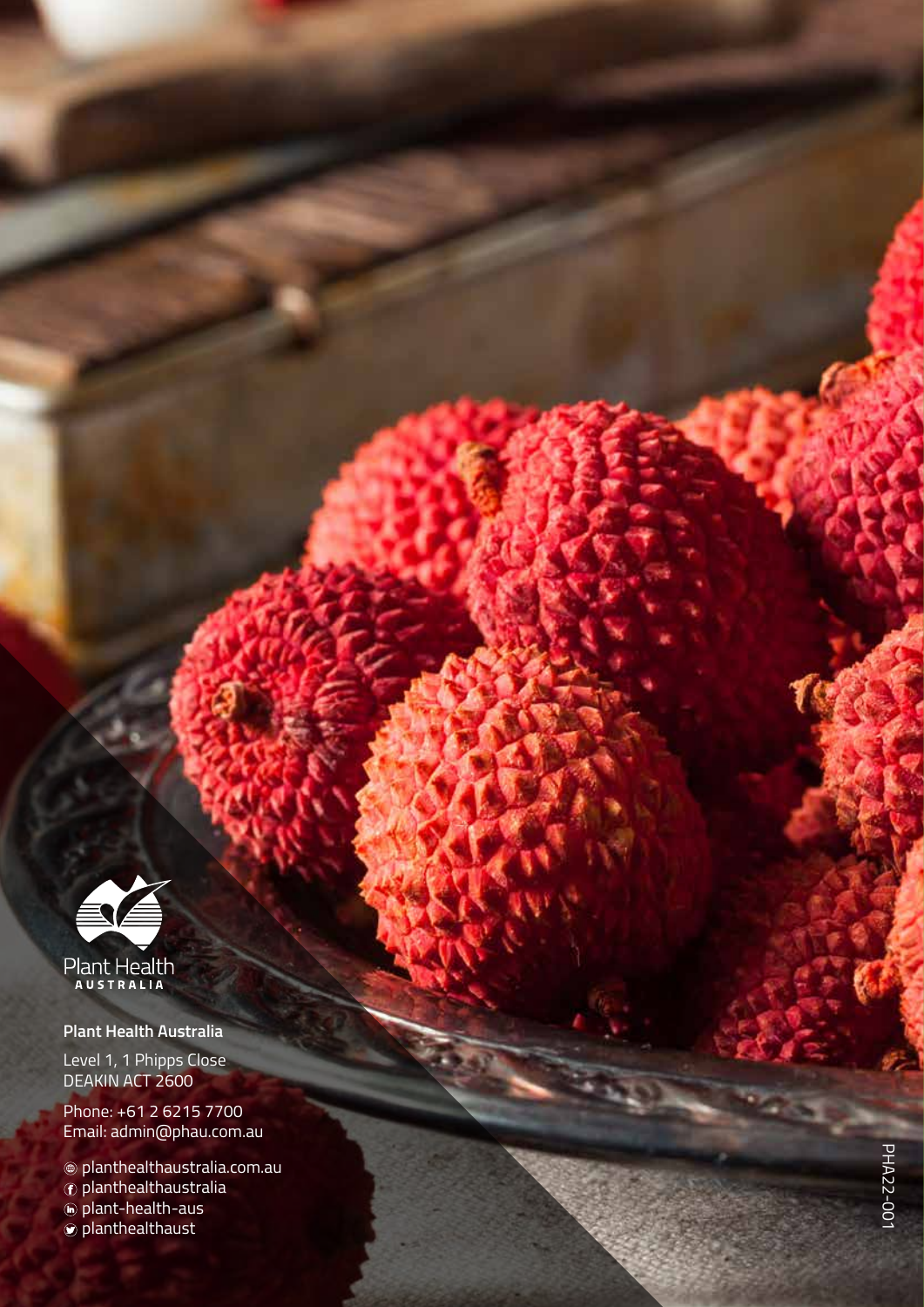Plant Health AUSTRALIA

**Plant Health Australia**

Level 1, 1 Phipps Close
DEAKIN ACT 2600

Phone: +61 2 6215 7700
Email: admin@phau.com.au

- planthealthaustralia.com.au
- planthealthaustralia
- plant-health-aus
- planthealthaust

PHA22-001